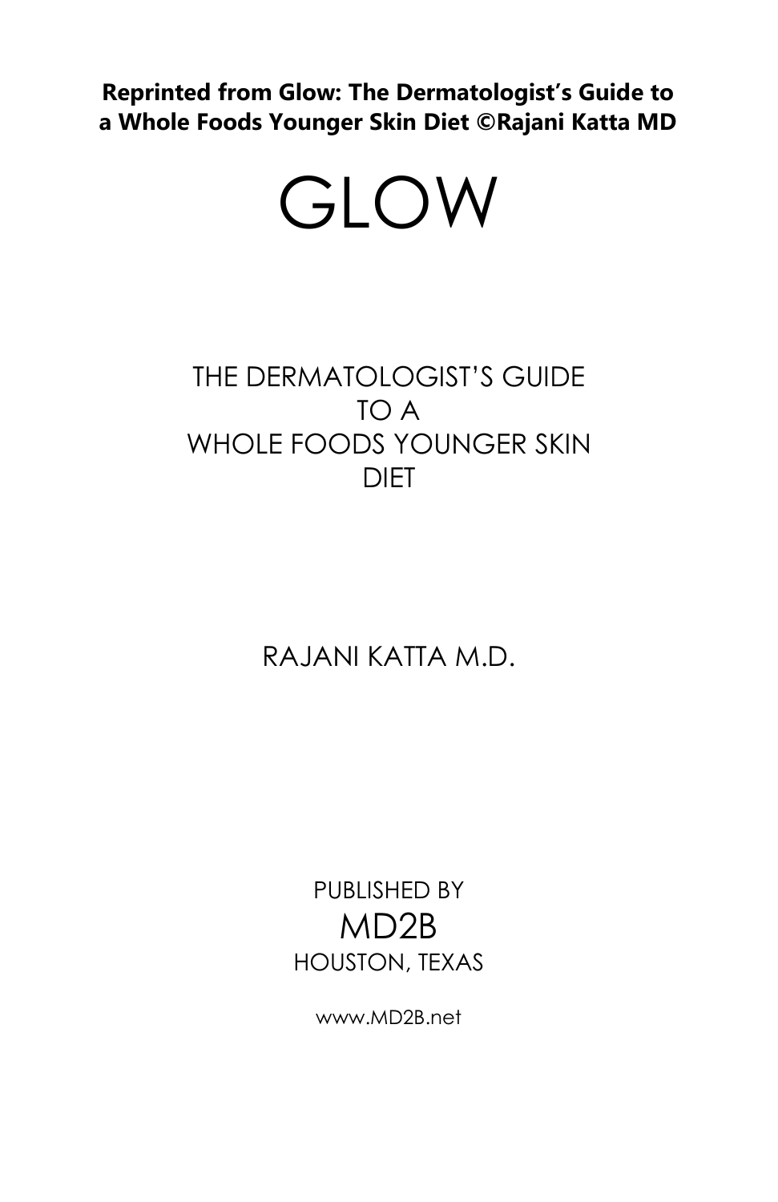**Reprinted from Glow: The Dermatologist's Guide to a Whole Foods Younger Skin Diet ©Rajani Katta MD**

# GLOW

## THE DERMATOLOGIST'S GUIDE TO A WHOLE FOODS YOUNGER SKIN DIET

RAJANI KATTA M.D.

PUBLISHED BY

MD2B

HOUSTON, TEXAS

www.MD2B.net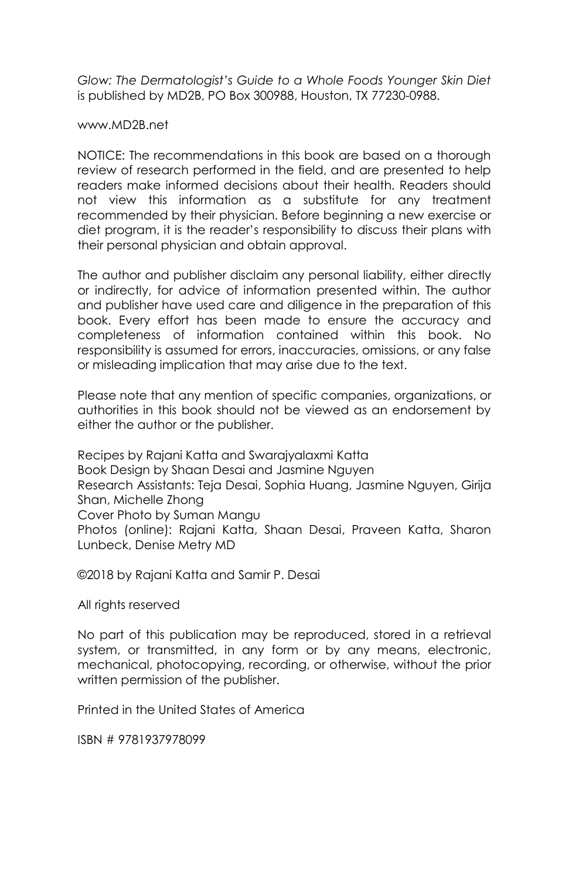*Glow: The Dermatologist's Guide to a Whole Foods Younger Skin Diet* is published by MD2B, PO Box 300988, Houston, TX 77230-0988.

www.MD2B.net

NOTICE: The recommendations in this book are based on a thorough review of research performed in the field, and are presented to help readers make informed decisions about their health. Readers should not view this information as a substitute for any treatment recommended by their physician. Before beginning a new exercise or diet program, it is the reader's responsibility to discuss their plans with their personal physician and obtain approval.

The author and publisher disclaim any personal liability, either directly or indirectly, for advice of information presented within. The author and publisher have used care and diligence in the preparation of this book. Every effort has been made to ensure the accuracy and completeness of information contained within this book. No responsibility is assumed for errors, inaccuracies, omissions, or any false or misleading implication that may arise due to the text.

Please note that any mention of specific companies, organizations, or authorities in this book should not be viewed as an endorsement by either the author or the publisher.

Recipes by Rajani Katta and Swarajyalaxmi Katta
Book Design by Shaan Desai and Jasmine Nguyen
Research Assistants: Teja Desai, Sophia Huang, Jasmine Nguyen, Girija Shan, Michelle Zhong
Cover Photo by Suman Mangu
Photos (online): Rajani Katta, Shaan Desai, Praveen Katta, Sharon Lunbeck, Denise Metry MD

©2018 by Rajani Katta and Samir P. Desai

All rights reserved

No part of this publication may be reproduced, stored in a retrieval system, or transmitted, in any form or by any means, electronic, mechanical, photocopying, recording, or otherwise, without the prior written permission of the publisher.

Printed in the United States of America

ISBN # 9781937978099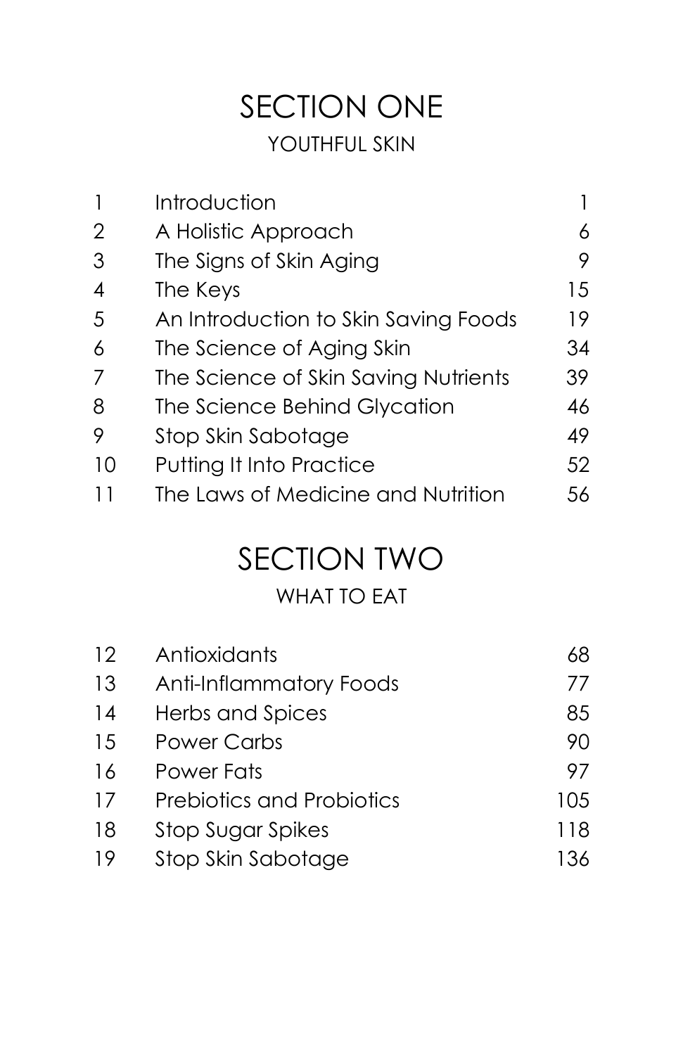# SECTION ONE

## YOUTHFUL SKIN

| | | |
|---|---|---|
| 1 | Introduction | 1 |
| 2 | A Holistic Approach | 6 |
| 3 | The Signs of Skin Aging | 9 |
| 4 | The Keys | 15 |
| 5 | An Introduction to Skin Saving Foods | 19 |
| 6 | The Science of Aging Skin | 34 |
| 7 | The Science of Skin Saving Nutrients | 39 |
| 8 | The Science Behind Glycation | 46 |
| 9 | Stop Skin Sabotage | 49 |
| 10 | Putting It Into Practice | 52 |
| 11 | The Laws of Medicine and Nutrition | 56 |

# SECTION TWO

## WHAT TO EAT

| | | |
|---|---|---|
| 12 | Antioxidants | 68 |
| 13 | Anti-Inflammatory Foods | 77 |
| 14 | Herbs and Spices | 85 |
| 15 | Power Carbs | 90 |
| 16 | Power Fats | 97 |
| 17 | Prebiotics and Probiotics | 105 |
| 18 | Stop Sugar Spikes | 118 |
| 19 | Stop Skin Sabotage | 136 |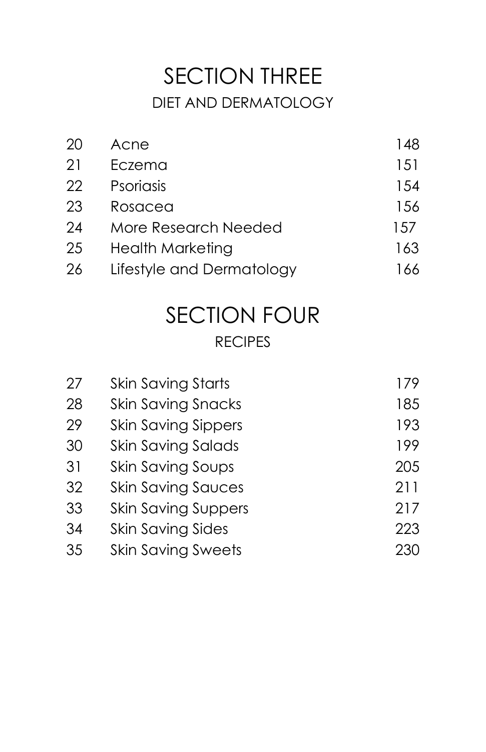# SECTION THREE

## DIET AND DERMATOLOGY

| | | |
|---|---|---|
| 20 | Acne | 148 |
| 21 | Eczema | 151 |
| 22 | Psoriasis | 154 |
| 23 | Rosacea | 156 |
| 24 | More Research Needed | 157 |
| 25 | Health Marketing | 163 |
| 26 | Lifestyle and Dermatology | 166 |

# SECTION FOUR

## RECIPES

| | | |
|---|---|---|
| 27 | Skin Saving Starts | 179 |
| 28 | Skin Saving Snacks | 185 |
| 29 | Skin Saving Sippers | 193 |
| 30 | Skin Saving Salads | 199 |
| 31 | Skin Saving Soups | 205 |
| 32 | Skin Saving Sauces | 211 |
| 33 | Skin Saving Suppers | 217 |
| 34 | Skin Saving Sides | 223 |
| 35 | Skin Saving Sweets | 230 |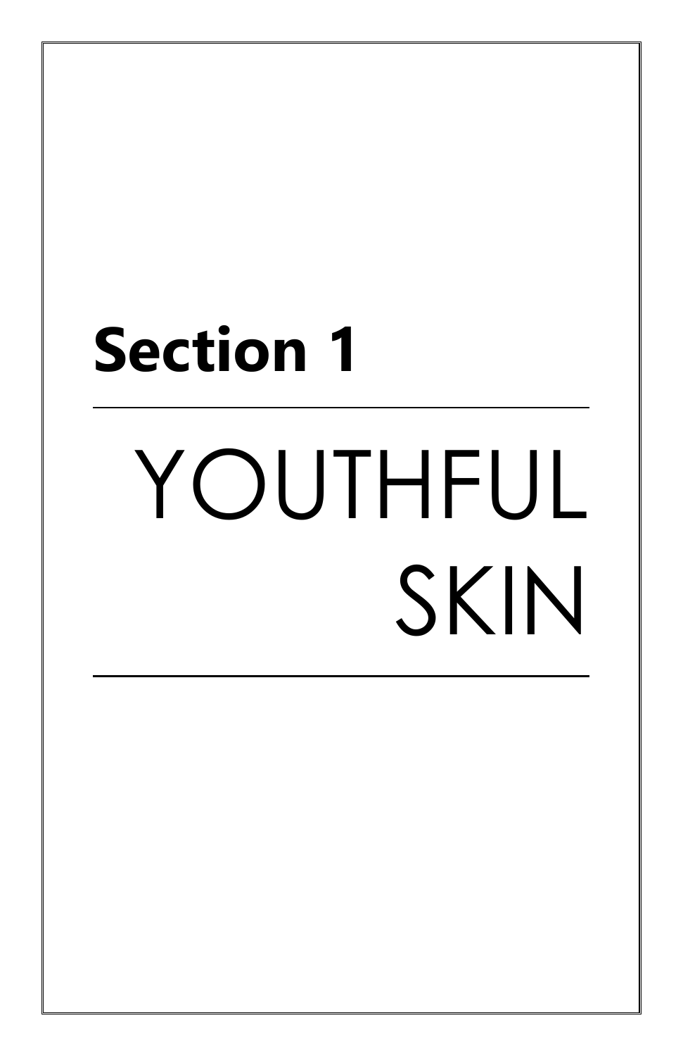# Section 1

---

# YOUTHFUL SKIN

---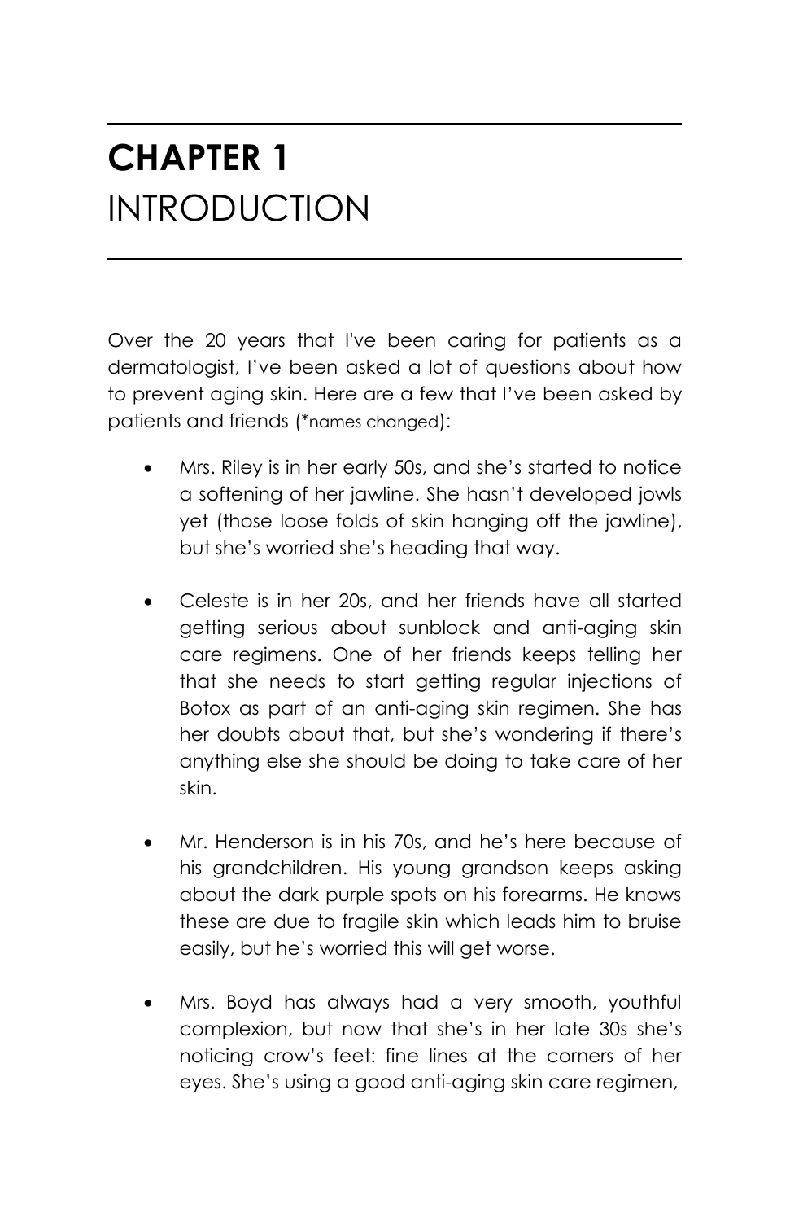# CHAPTER 1
# INTRODUCTION

Over the 20 years that I've been caring for patients as a dermatologist, I've been asked a lot of questions about how to prevent aging skin. Here are a few that I've been asked by patients and friends (*names changed):

- Mrs. Riley is in her early 50s, and she's started to notice a softening of her jawline. She hasn't developed jowls yet (those loose folds of skin hanging off the jawline), but she's worried she's heading that way.

- Celeste is in her 20s, and her friends have all started getting serious about sunblock and anti-aging skin care regimens. One of her friends keeps telling her that she needs to start getting regular injections of Botox as part of an anti-aging skin regimen. She has her doubts about that, but she's wondering if there's anything else she should be doing to take care of her skin.

- Mr. Henderson is in his 70s, and he's here because of his grandchildren. His young grandson keeps asking about the dark purple spots on his forearms. He knows these are due to fragile skin which leads him to bruise easily, but he's worried this will get worse.

- Mrs. Boyd has always had a very smooth, youthful complexion, but now that she's in her late 30s she's noticing crow's feet: fine lines at the corners of her eyes. She's using a good anti-aging skin care regimen,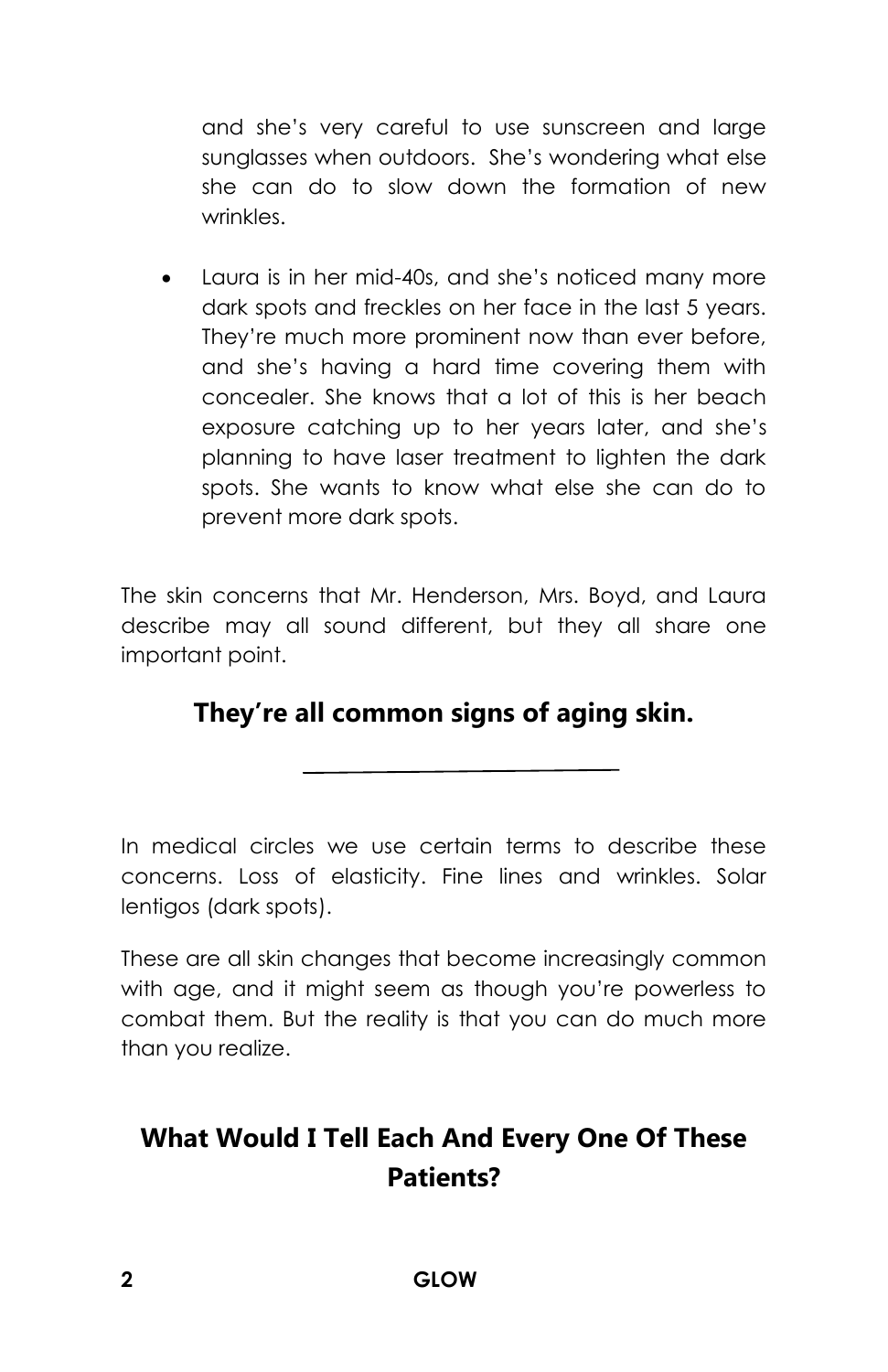and she's very careful to use sunscreen and large sunglasses when outdoors. She's wondering what else she can do to slow down the formation of new wrinkles.

- Laura is in her mid-40s, and she's noticed many more dark spots and freckles on her face in the last 5 years. They're much more prominent now than ever before, and she's having a hard time covering them with concealer. She knows that a lot of this is her beach exposure catching up to her years later, and she's planning to have laser treatment to lighten the dark spots. She wants to know what else she can do to prevent more dark spots.

The skin concerns that Mr. Henderson, Mrs. Boyd, and Laura describe may all sound different, but they all share one important point.

**They're all common signs of aging skin.**

---

In medical circles we use certain terms to describe these concerns. Loss of elasticity. Fine lines and wrinkles. Solar lentigos (dark spots).

These are all skin changes that become increasingly common with age, and it might seem as though you're powerless to combat them. But the reality is that you can do much more than you realize.

## What Would I Tell Each And Every One Of These Patients?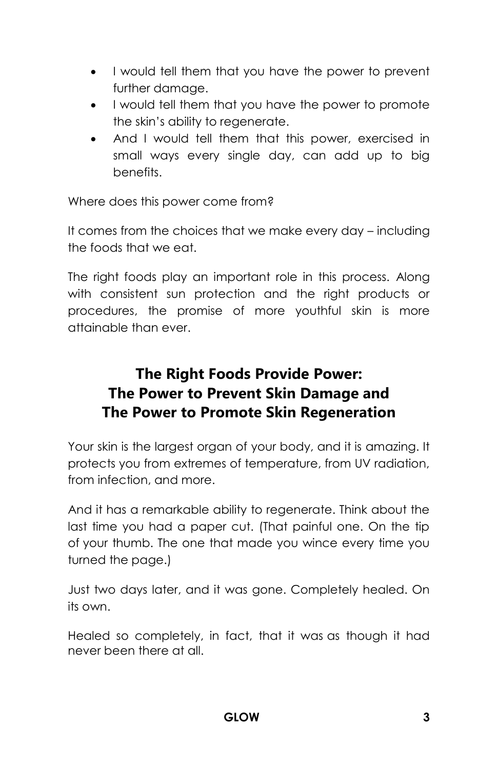- I would tell them that you have the power to prevent further damage.
- I would tell them that you have the power to promote the skin's ability to regenerate.
- And I would tell them that this power, exercised in small ways every single day, can add up to big benefits.

Where does this power come from?

It comes from the choices that we make every day – including the foods that we eat.

The right foods play an important role in this process. Along with consistent sun protection and the right products or procedures, the promise of more youthful skin is more attainable than ever.

## The Right Foods Provide Power: The Power to Prevent Skin Damage and The Power to Promote Skin Regeneration

Your skin is the largest organ of your body, and it is amazing. It protects you from extremes of temperature, from UV radiation, from infection, and more.

And it has a remarkable ability to regenerate. Think about the last time you had a paper cut. (That painful one. On the tip of your thumb. The one that made you wince every time you turned the page.)

Just two days later, and it was gone. Completely healed. On its own.

Healed so completely, in fact, that it was as though it had never been there at all.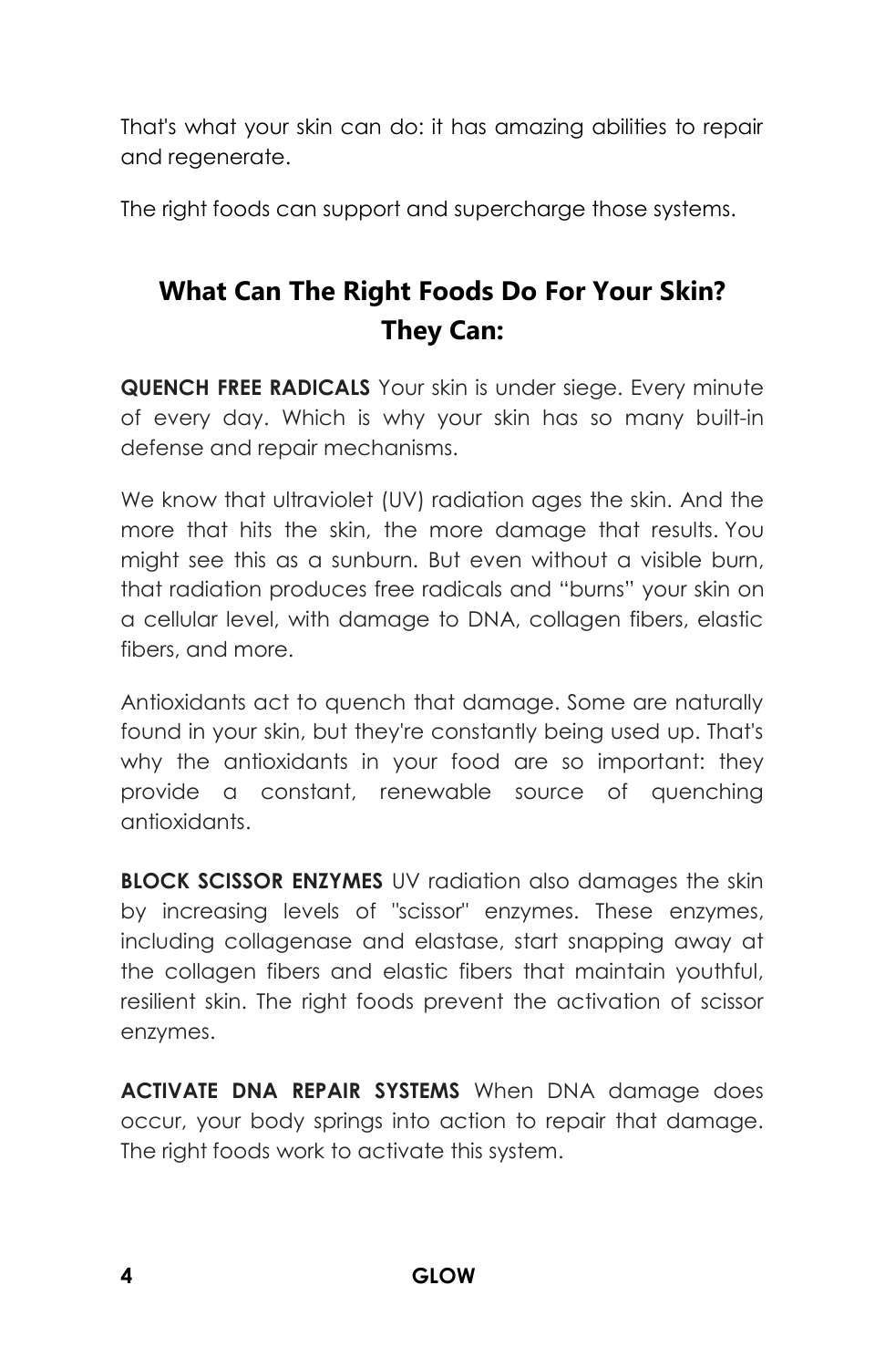That's what your skin can do: it has amazing abilities to repair and regenerate.

The right foods can support and supercharge those systems.

## What Can The Right Foods Do For Your Skin? They Can:

**QUENCH FREE RADICALS** Your skin is under siege. Every minute of every day. Which is why your skin has so many built-in defense and repair mechanisms.

We know that ultraviolet (UV) radiation ages the skin. And the more that hits the skin, the more damage that results. You might see this as a sunburn. But even without a visible burn, that radiation produces free radicals and "burns" your skin on a cellular level, with damage to DNA, collagen fibers, elastic fibers, and more.

Antioxidants act to quench that damage. Some are naturally found in your skin, but they're constantly being used up. That's why the antioxidants in your food are so important: they provide a constant, renewable source of quenching antioxidants.

**BLOCK SCISSOR ENZYMES** UV radiation also damages the skin by increasing levels of "scissor" enzymes. These enzymes, including collagenase and elastase, start snapping away at the collagen fibers and elastic fibers that maintain youthful, resilient skin. The right foods prevent the activation of scissor enzymes.

**ACTIVATE DNA REPAIR SYSTEMS** When DNA damage does occur, your body springs into action to repair that damage. The right foods work to activate this system.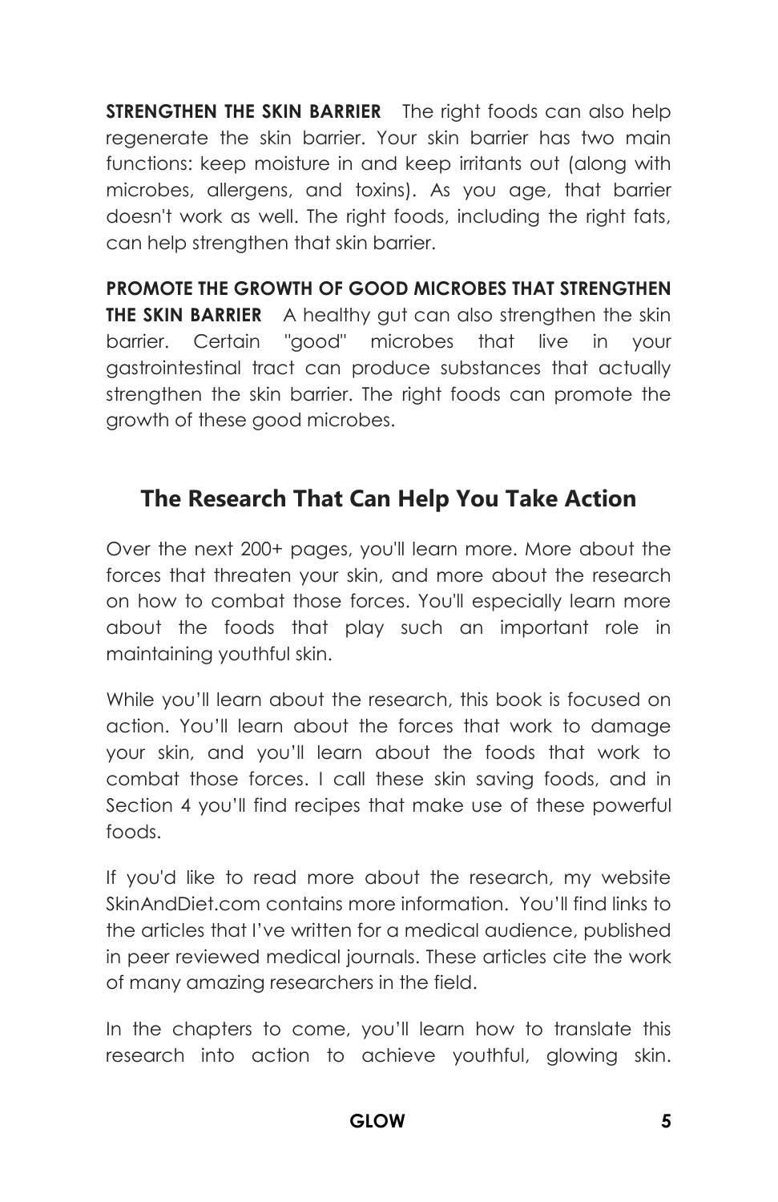**STRENGTHEN THE SKIN BARRIER** The right foods can also help regenerate the skin barrier. Your skin barrier has two main functions: keep moisture in and keep irritants out (along with microbes, allergens, and toxins). As you age, that barrier doesn't work as well. The right foods, including the right fats, can help strengthen that skin barrier.

**PROMOTE THE GROWTH OF GOOD MICROBES THAT STRENGTHEN THE SKIN BARRIER** A healthy gut can also strengthen the skin barrier. Certain "good" microbes that live in your gastrointestinal tract can produce substances that actually strengthen the skin barrier. The right foods can promote the growth of these good microbes.

## The Research That Can Help You Take Action

Over the next 200+ pages, you'll learn more. More about the forces that threaten your skin, and more about the research on how to combat those forces. You'll especially learn more about the foods that play such an important role in maintaining youthful skin.

While you'll learn about the research, this book is focused on action. You'll learn about the forces that work to damage your skin, and you'll learn about the foods that work to combat those forces. I call these skin saving foods, and in Section 4 you'll find recipes that make use of these powerful foods.

If you'd like to read more about the research, my website SkinAndDiet.com contains more information. You'll find links to the articles that I've written for a medical audience, published in peer reviewed medical journals. These articles cite the work of many amazing researchers in the field.

In the chapters to come, you'll learn how to translate this research into action to achieve youthful, glowing skin.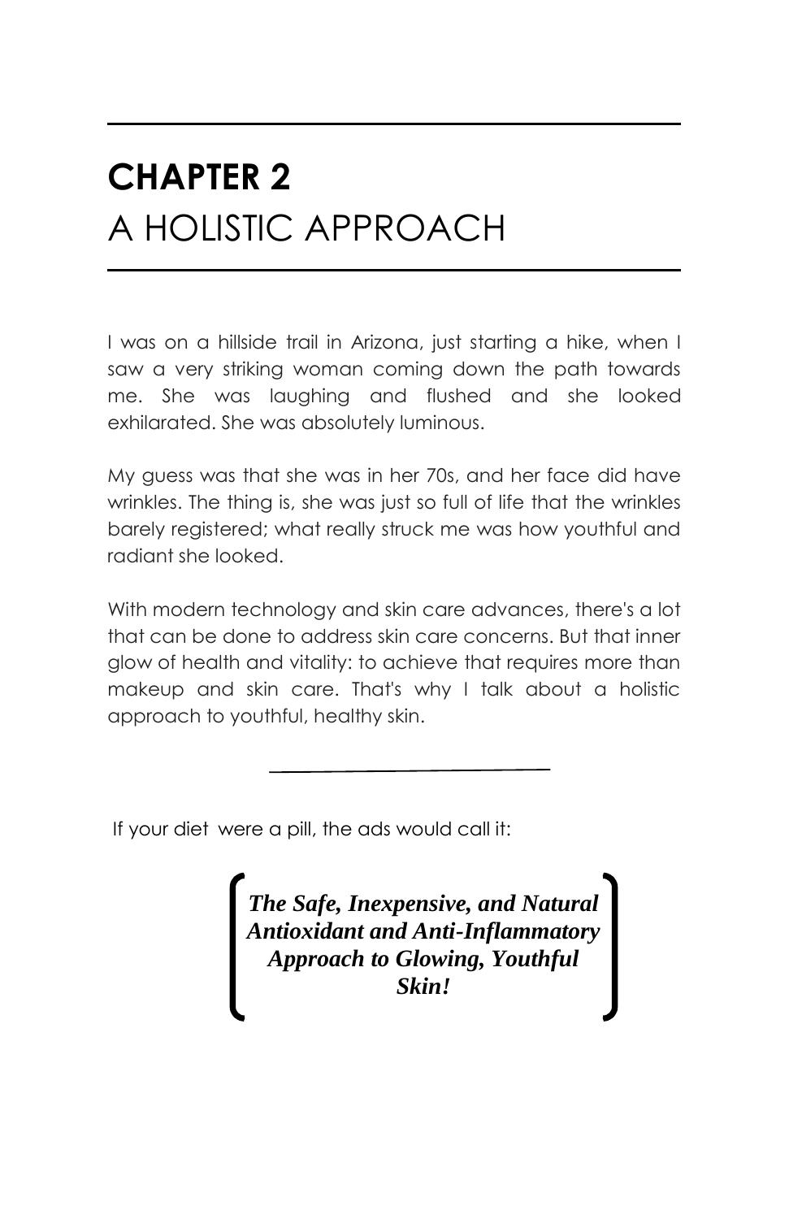# CHAPTER 2
# A HOLISTIC APPROACH

I was on a hillside trail in Arizona, just starting a hike, when I saw a very striking woman coming down the path towards me. She was laughing and flushed and she looked exhilarated. She was absolutely luminous.

My guess was that she was in her 70s, and her face did have wrinkles. The thing is, she was just so full of life that the wrinkles barely registered; what really struck me was how youthful and radiant she looked.

With modern technology and skin care advances, there's a lot that can be done to address skin care concerns. But that inner glow of health and vitality: to achieve that requires more than makeup and skin care. That's why I talk about a holistic approach to youthful, healthy skin.

---

If your diet were a pill, the ads would call it:

***The Safe, Inexpensive, and Natural Antioxidant and Anti-Inflammatory Approach to Glowing, Youthful Skin!***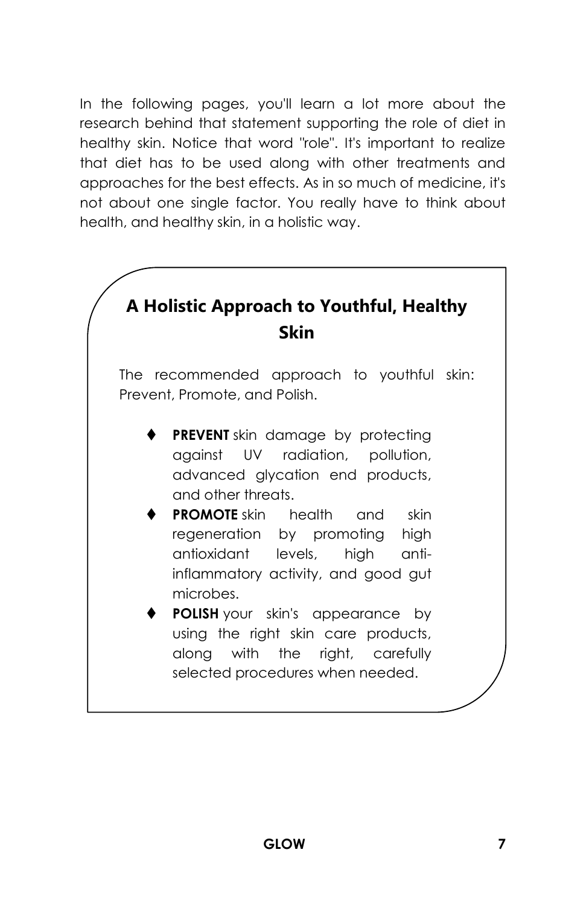In the following pages, you'll learn a lot more about the research behind that statement supporting the role of diet in healthy skin. Notice that word "role". It's important to realize that diet has to be used along with other treatments and approaches for the best effects. As in so much of medicine, it's not about one single factor. You really have to think about health, and healthy skin, in a holistic way.

## A Holistic Approach to Youthful, Healthy Skin

The recommended approach to youthful skin: Prevent, Promote, and Polish.

- **PREVENT** skin damage by protecting against UV radiation, pollution, advanced glycation end products, and other threats.
- **PROMOTE** skin health and skin regeneration by promoting high antioxidant levels, high anti-inflammatory activity, and good gut microbes.
- **POLISH** your skin's appearance by using the right skin care products, along with the right, carefully selected procedures when needed.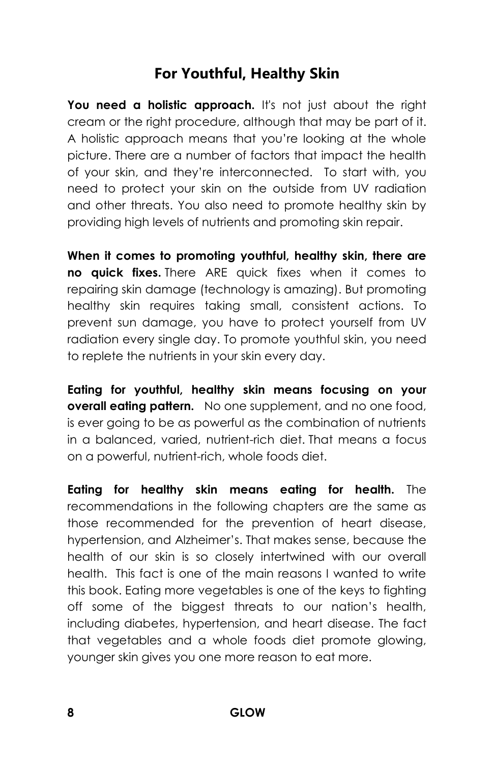## For Youthful, Healthy Skin

**You need a holistic approach.** It's not just about the right cream or the right procedure, although that may be part of it. A holistic approach means that you're looking at the whole picture. There are a number of factors that impact the health of your skin, and they're interconnected. To start with, you need to protect your skin on the outside from UV radiation and other threats. You also need to promote healthy skin by providing high levels of nutrients and promoting skin repair.

**When it comes to promoting youthful, healthy skin, there are no quick fixes.** There ARE quick fixes when it comes to repairing skin damage (technology is amazing). But promoting healthy skin requires taking small, consistent actions. To prevent sun damage, you have to protect yourself from UV radiation every single day. To promote youthful skin, you need to replete the nutrients in your skin every day.

**Eating for youthful, healthy skin means focusing on your overall eating pattern.** No one supplement, and no one food, is ever going to be as powerful as the combination of nutrients in a balanced, varied, nutrient-rich diet. That means a focus on a powerful, nutrient-rich, whole foods diet.

**Eating for healthy skin means eating for health.** The recommendations in the following chapters are the same as those recommended for the prevention of heart disease, hypertension, and Alzheimer's. That makes sense, because the health of our skin is so closely intertwined with our overall health. This fact is one of the main reasons I wanted to write this book. Eating more vegetables is one of the keys to fighting off some of the biggest threats to our nation's health, including diabetes, hypertension, and heart disease. The fact that vegetables and a whole foods diet promote glowing, younger skin gives you one more reason to eat more.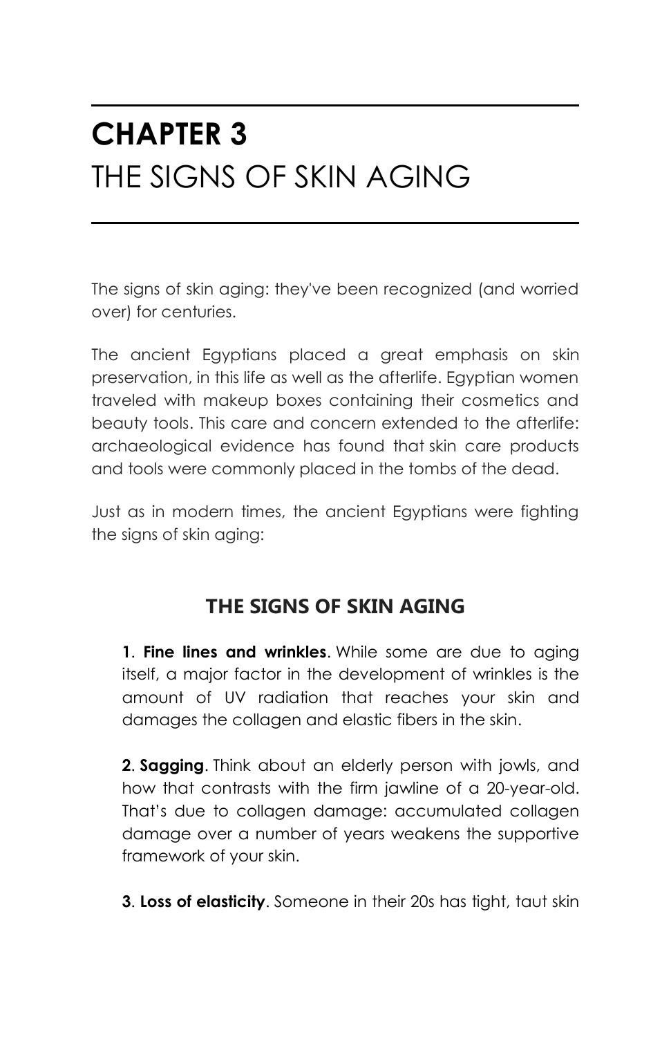# CHAPTER 3
# THE SIGNS OF SKIN AGING

The signs of skin aging: they've been recognized (and worried over) for centuries.

The ancient Egyptians placed a great emphasis on skin preservation, in this life as well as the afterlife. Egyptian women traveled with makeup boxes containing their cosmetics and beauty tools. This care and concern extended to the afterlife: archaeological evidence has found that skin care products and tools were commonly placed in the tombs of the dead.

Just as in modern times, the ancient Egyptians were fighting the signs of skin aging:

## THE SIGNS OF SKIN AGING

**1**. **Fine lines and wrinkles**. While some are due to aging itself, a major factor in the development of wrinkles is the amount of UV radiation that reaches your skin and damages the collagen and elastic fibers in the skin.

**2**. **Sagging**. Think about an elderly person with jowls, and how that contrasts with the firm jawline of a 20-year-old. That's due to collagen damage: accumulated collagen damage over a number of years weakens the supportive framework of your skin.

**3**. **Loss of elasticity**. Someone in their 20s has tight, taut skin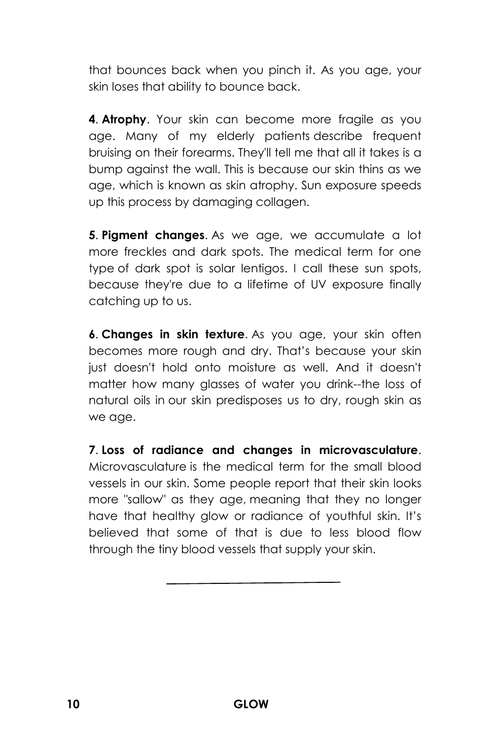that bounces back when you pinch it. As you age, your skin loses that ability to bounce back.

**4**. **Atrophy**. Your skin can become more fragile as you age. Many of my elderly patients describe frequent bruising on their forearms. They'll tell me that all it takes is a bump against the wall. This is because our skin thins as we age, which is known as skin atrophy. Sun exposure speeds up this process by damaging collagen.

**5**. **Pigment changes**. As we age, we accumulate a lot more freckles and dark spots. The medical term for one type of dark spot is solar lentigos. I call these sun spots, because they're due to a lifetime of UV exposure finally catching up to us.

**6**. **Changes in skin texture**. As you age, your skin often becomes more rough and dry. That's because your skin just doesn't hold onto moisture as well. And it doesn't matter how many glasses of water you drink--the loss of natural oils in our skin predisposes us to dry, rough skin as we age.

**7**. **Loss of radiance and changes in microvasculature**. Microvasculature is the medical term for the small blood vessels in our skin. Some people report that their skin looks more "sallow" as they age, meaning that they no longer have that healthy glow or radiance of youthful skin. It's believed that some of that is due to less blood flow through the tiny blood vessels that supply your skin.

---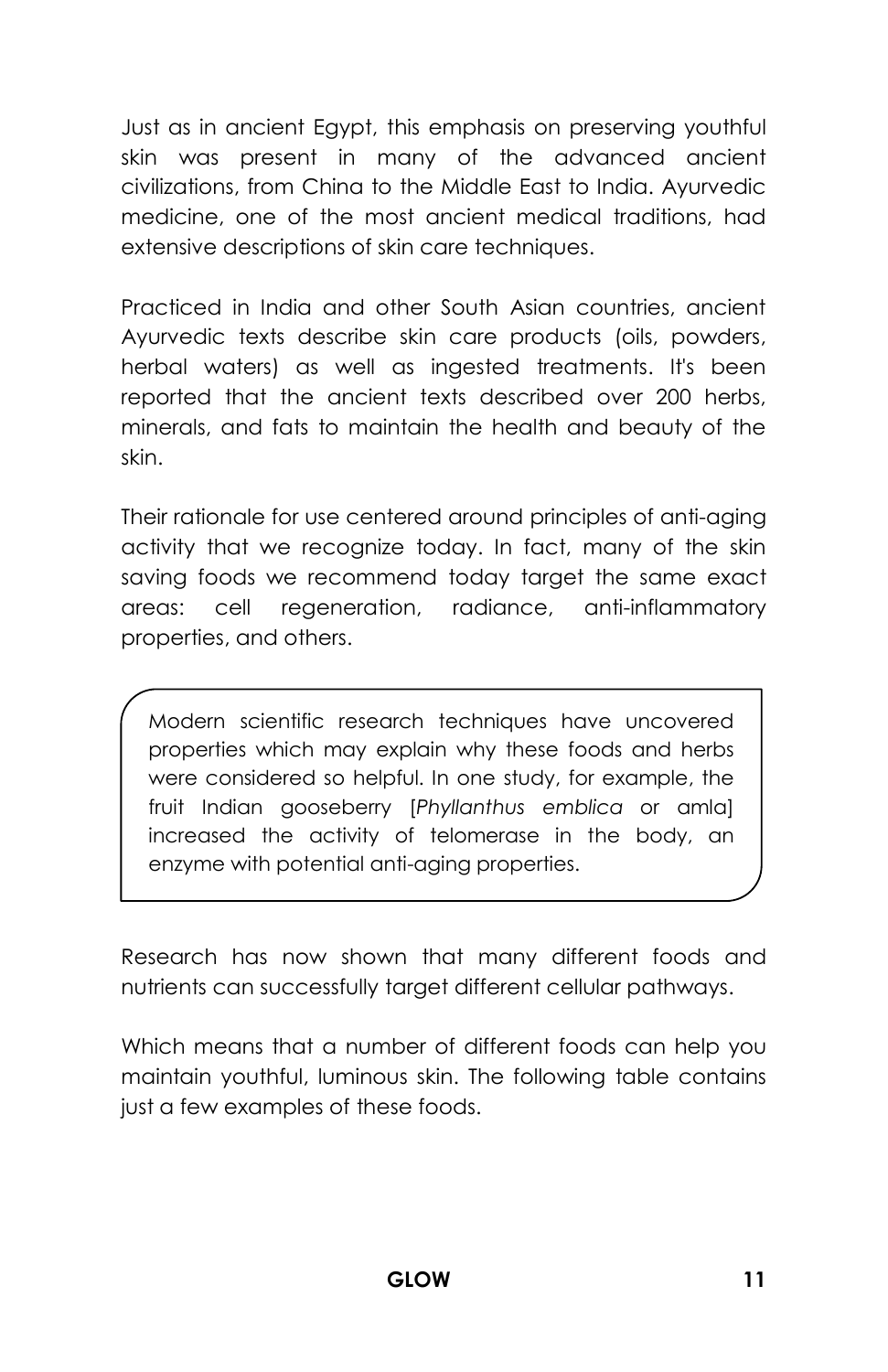Just as in ancient Egypt, this emphasis on preserving youthful skin was present in many of the advanced ancient civilizations, from China to the Middle East to India. Ayurvedic medicine, one of the most ancient medical traditions, had extensive descriptions of skin care techniques.

Practiced in India and other South Asian countries, ancient Ayurvedic texts describe skin care products (oils, powders, herbal waters) as well as ingested treatments. It's been reported that the ancient texts described over 200 herbs, minerals, and fats to maintain the health and beauty of the skin.

Their rationale for use centered around principles of anti-aging activity that we recognize today. In fact, many of the skin saving foods we recommend today target the same exact areas: cell regeneration, radiance, anti-inflammatory properties, and others.

> Modern scientific research techniques have uncovered properties which may explain why these foods and herbs were considered so helpful. In one study, for example, the fruit Indian gooseberry [*Phyllanthus emblica* or amla] increased the activity of telomerase in the body, an enzyme with potential anti-aging properties.

Research has now shown that many different foods and nutrients can successfully target different cellular pathways.

Which means that a number of different foods can help you maintain youthful, luminous skin. The following table contains just a few examples of these foods.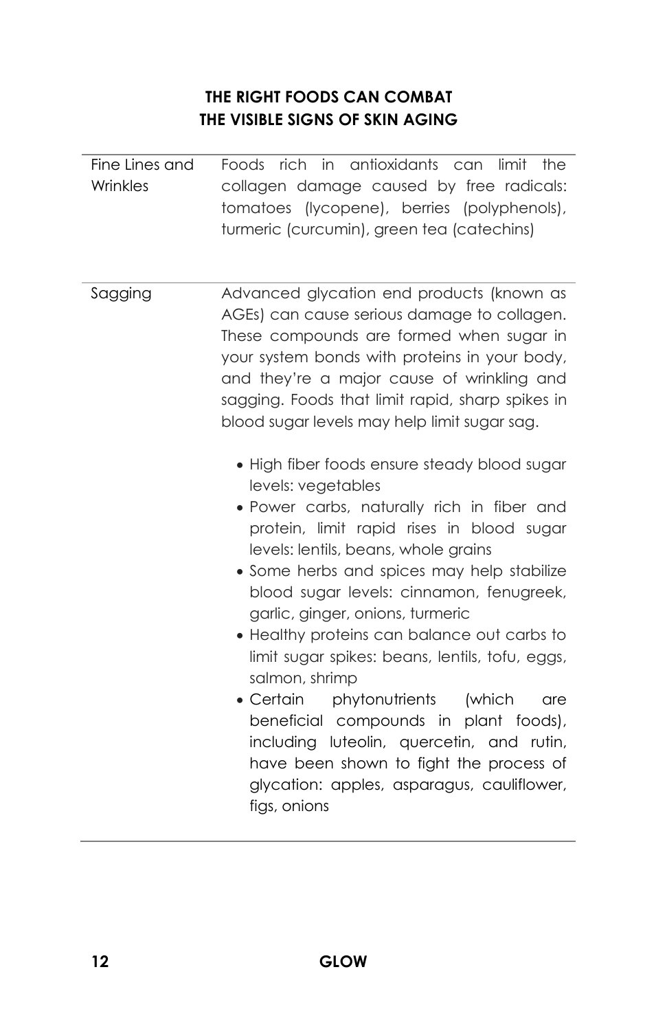## THE RIGHT FOODS CAN COMBAT THE VISIBLE SIGNS OF SKIN AGING

| | |
|---|---|
| Fine Lines and Wrinkles | Foods rich in antioxidants can limit the collagen damage caused by free radicals: tomatoes (lycopene), berries (polyphenols), turmeric (curcumin), green tea (catechins) |
| Sagging | Advanced glycation end products (known as AGEs) can cause serious damage to collagen. These compounds are formed when sugar in your system bonds with proteins in your body, and they're a major cause of wrinkling and sagging. Foods that limit rapid, sharp spikes in blood sugar levels may help limit sugar sag. <br><br>• High fiber foods ensure steady blood sugar levels: vegetables <br>• Power carbs, naturally rich in fiber and protein, limit rapid rises in blood sugar levels: lentils, beans, whole grains <br>• Some herbs and spices may help stabilize blood sugar levels: cinnamon, fenugreek, garlic, ginger, onions, turmeric <br>• Healthy proteins can balance out carbs to limit sugar spikes: beans, lentils, tofu, eggs, salmon, shrimp <br>• Certain phytonutrients (which are beneficial compounds in plant foods), including luteolin, quercetin, and rutin, have been shown to fight the process of glycation: apples, asparagus, cauliflower, figs, onions |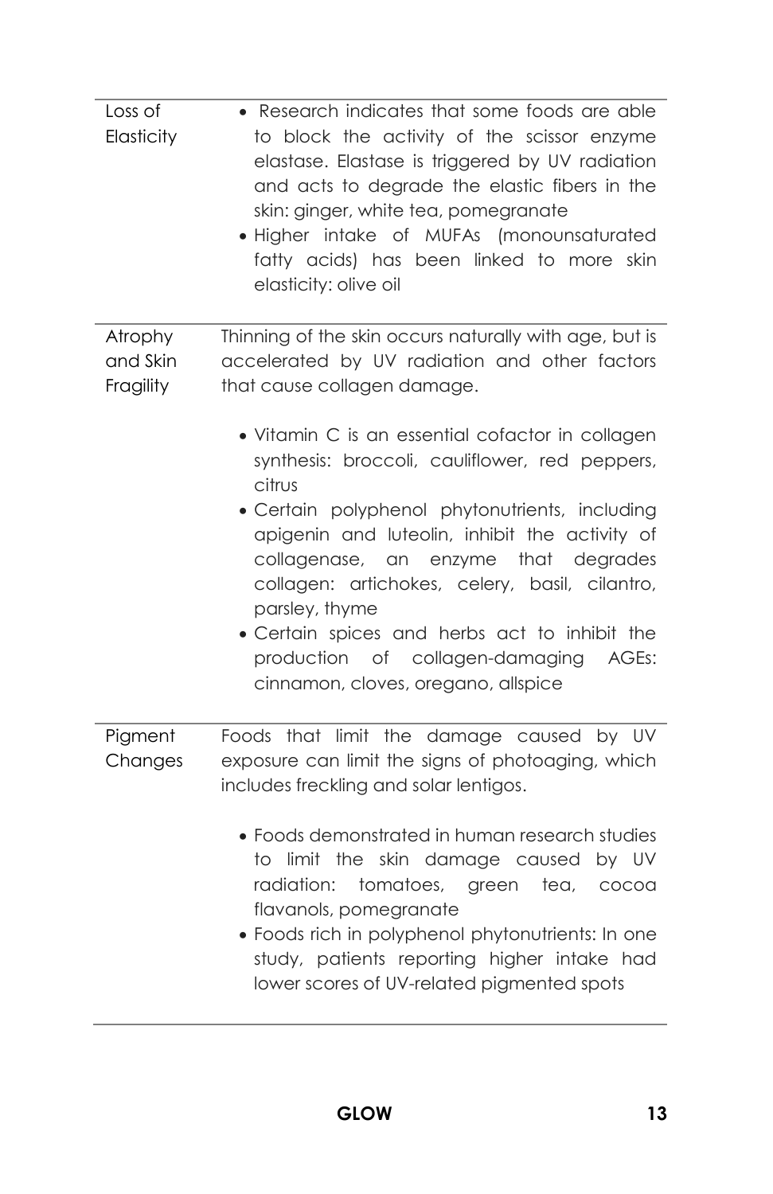| | |
|---|---|
| Loss of Elasticity | • Research indicates that some foods are able to block the activity of the scissor enzyme elastase. Elastase is triggered by UV radiation and acts to degrade the elastic fibers in the skin: ginger, white tea, pomegranate<br>• Higher intake of MUFAs (monounsaturated fatty acids) has been linked to more skin elasticity: olive oil |
| Atrophy and Skin Fragility | Thinning of the skin occurs naturally with age, but is accelerated by UV radiation and other factors that cause collagen damage.<br><br>• Vitamin C is an essential cofactor in collagen synthesis: broccoli, cauliflower, red peppers, citrus<br>• Certain polyphenol phytonutrients, including apigenin and luteolin, inhibit the activity of collagenase, an enzyme that degrades collagen: artichokes, celery, basil, cilantro, parsley, thyme<br>• Certain spices and herbs act to inhibit the production of collagen-damaging AGEs: cinnamon, cloves, oregano, allspice |
| Pigment Changes | Foods that limit the damage caused by UV exposure can limit the signs of photoaging, which includes freckling and solar lentigos.<br><br>• Foods demonstrated in human research studies to limit the skin damage caused by UV radiation: tomatoes, green tea, cocoa flavanols, pomegranate<br>• Foods rich in polyphenol phytonutrients: In one study, patients reporting higher intake had lower scores of UV-related pigmented spots |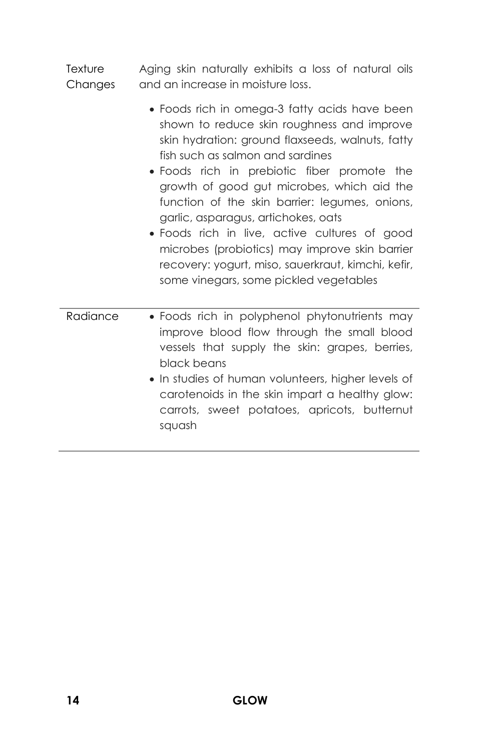| | |
|---|---|
| Texture Changes | Aging skin naturally exhibits a loss of natural oils and an increase in moisture loss.<br><br>• Foods rich in omega-3 fatty acids have been shown to reduce skin roughness and improve skin hydration: ground flaxseeds, walnuts, fatty fish such as salmon and sardines<br>• Foods rich in prebiotic fiber promote the growth of good gut microbes, which aid the function of the skin barrier: legumes, onions, garlic, asparagus, artichokes, oats<br>• Foods rich in live, active cultures of good microbes (probiotics) may improve skin barrier recovery: yogurt, miso, sauerkraut, kimchi, kefir, some vinegars, some pickled vegetables |
| Radiance | • Foods rich in polyphenol phytonutrients may improve blood flow through the small blood vessels that supply the skin: grapes, berries, black beans<br>• In studies of human volunteers, higher levels of carotenoids in the skin impart a healthy glow: carrots, sweet potatoes, apricots, butternut squash |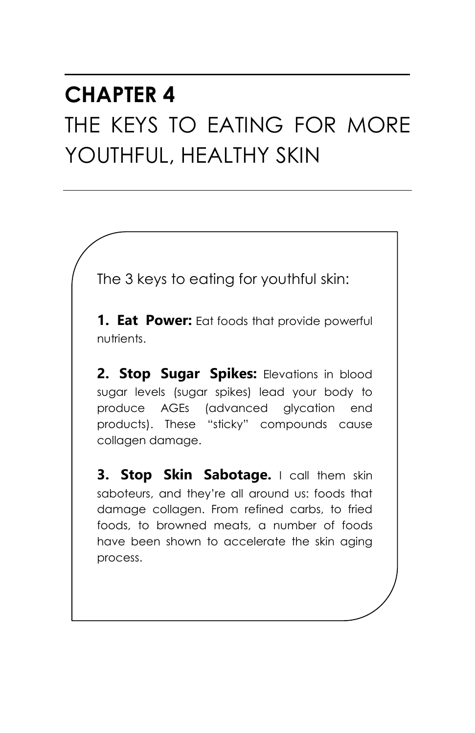# CHAPTER 4

# THE KEYS TO EATING FOR MORE YOUTHFUL, HEALTHY SKIN

The 3 keys to eating for youthful skin:

**1. Eat Power:** Eat foods that provide powerful nutrients.

**2. Stop Sugar Spikes:** Elevations in blood sugar levels (sugar spikes) lead your body to produce AGEs (advanced glycation end products). These "sticky" compounds cause collagen damage.

**3. Stop Skin Sabotage.** I call them skin saboteurs, and they're all around us: foods that damage collagen. From refined carbs, to fried foods, to browned meats, a number of foods have been shown to accelerate the skin aging process.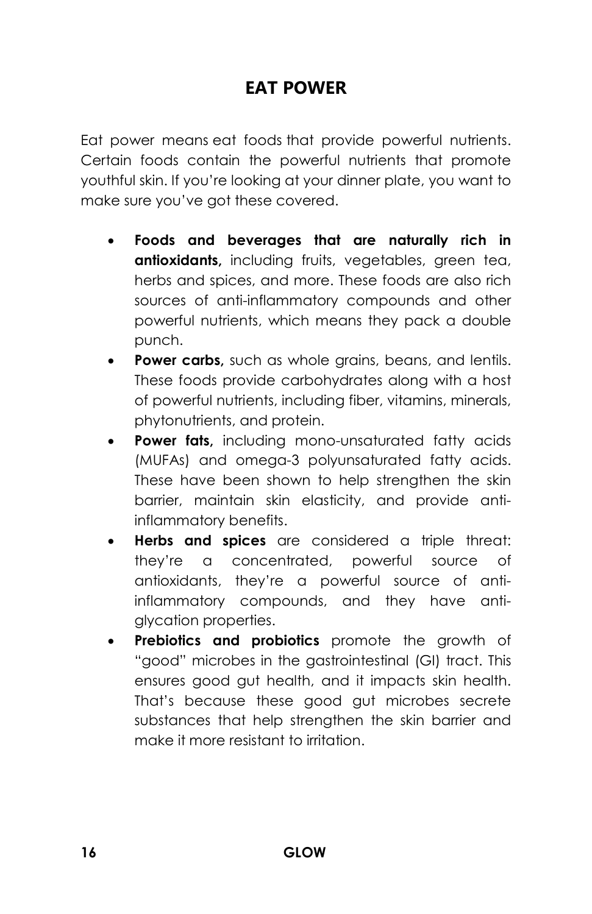# EAT POWER

Eat power means eat foods that provide powerful nutrients. Certain foods contain the powerful nutrients that promote youthful skin. If you're looking at your dinner plate, you want to make sure you've got these covered.

- **Foods and beverages that are naturally rich in antioxidants,** including fruits, vegetables, green tea, herbs and spices, and more. These foods are also rich sources of anti-inflammatory compounds and other powerful nutrients, which means they pack a double punch.
- **Power carbs,** such as whole grains, beans, and lentils. These foods provide carbohydrates along with a host of powerful nutrients, including fiber, vitamins, minerals, phytonutrients, and protein.
- **Power fats,** including mono-unsaturated fatty acids (MUFAs) and omega-3 polyunsaturated fatty acids. These have been shown to help strengthen the skin barrier, maintain skin elasticity, and provide anti-inflammatory benefits.
- **Herbs and spices** are considered a triple threat: they're a concentrated, powerful source of antioxidants, they're a powerful source of anti-inflammatory compounds, and they have anti-glycation properties.
- **Prebiotics and probiotics** promote the growth of "good" microbes in the gastrointestinal (GI) tract. This ensures good gut health, and it impacts skin health. That's because these good gut microbes secrete substances that help strengthen the skin barrier and make it more resistant to irritation.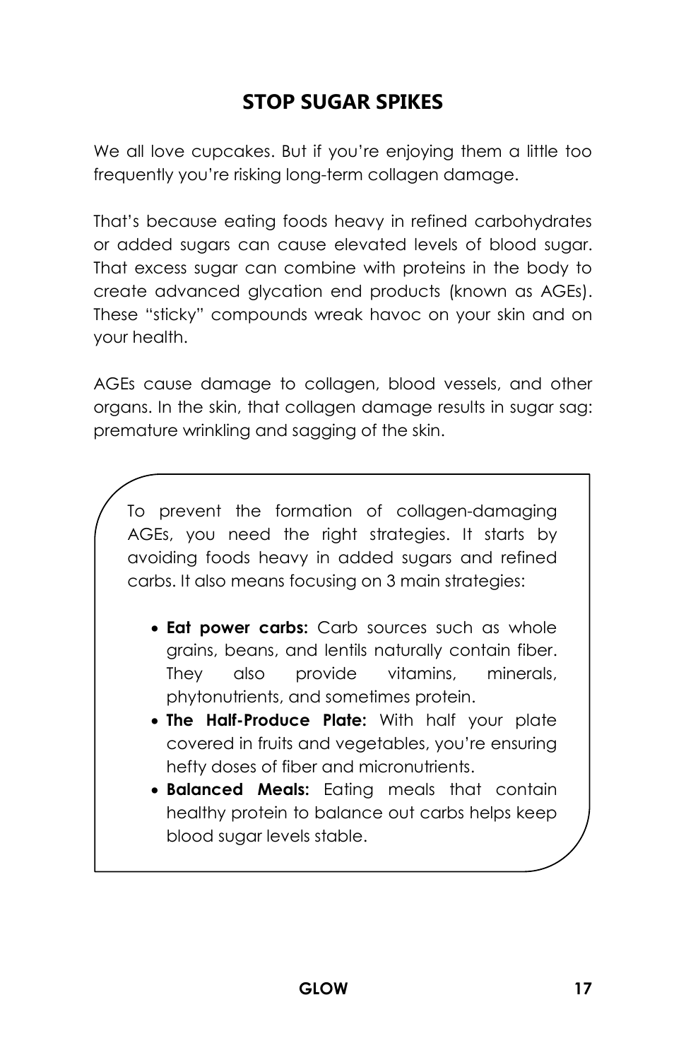## STOP SUGAR SPIKES

We all love cupcakes. But if you're enjoying them a little too frequently you're risking long-term collagen damage.

That's because eating foods heavy in refined carbohydrates or added sugars can cause elevated levels of blood sugar. That excess sugar can combine with proteins in the body to create advanced glycation end products (known as AGEs). These "sticky" compounds wreak havoc on your skin and on your health.

AGEs cause damage to collagen, blood vessels, and other organs. In the skin, that collagen damage results in sugar sag: premature wrinkling and sagging of the skin.

To prevent the formation of collagen-damaging AGEs, you need the right strategies. It starts by avoiding foods heavy in added sugars and refined carbs. It also means focusing on 3 main strategies:

- **Eat power carbs:** Carb sources such as whole grains, beans, and lentils naturally contain fiber. They also provide vitamins, minerals, phytonutrients, and sometimes protein.
- **The Half-Produce Plate:** With half your plate covered in fruits and vegetables, you're ensuring hefty doses of fiber and micronutrients.
- **Balanced Meals:** Eating meals that contain healthy protein to balance out carbs helps keep blood sugar levels stable.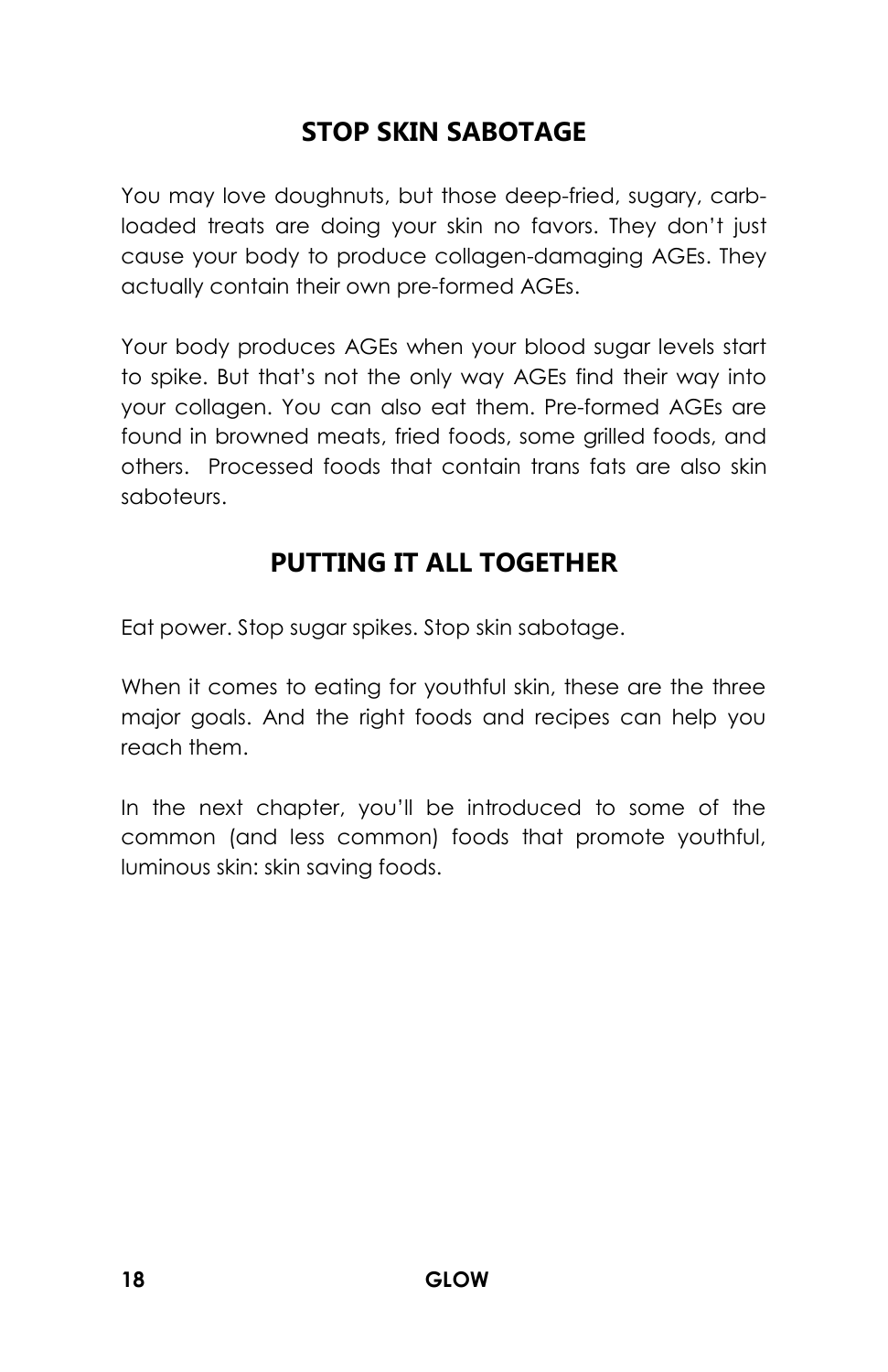## STOP SKIN SABOTAGE

You may love doughnuts, but those deep-fried, sugary, carb-loaded treats are doing your skin no favors. They don't just cause your body to produce collagen-damaging AGEs. They actually contain their own pre-formed AGEs.

Your body produces AGEs when your blood sugar levels start to spike. But that's not the only way AGEs find their way into your collagen. You can also eat them. Pre-formed AGEs are found in browned meats, fried foods, some grilled foods, and others. Processed foods that contain trans fats are also skin saboteurs.

## PUTTING IT ALL TOGETHER

Eat power. Stop sugar spikes. Stop skin sabotage.

When it comes to eating for youthful skin, these are the three major goals. And the right foods and recipes can help you reach them.

In the next chapter, you'll be introduced to some of the common (and less common) foods that promote youthful, luminous skin: skin saving foods.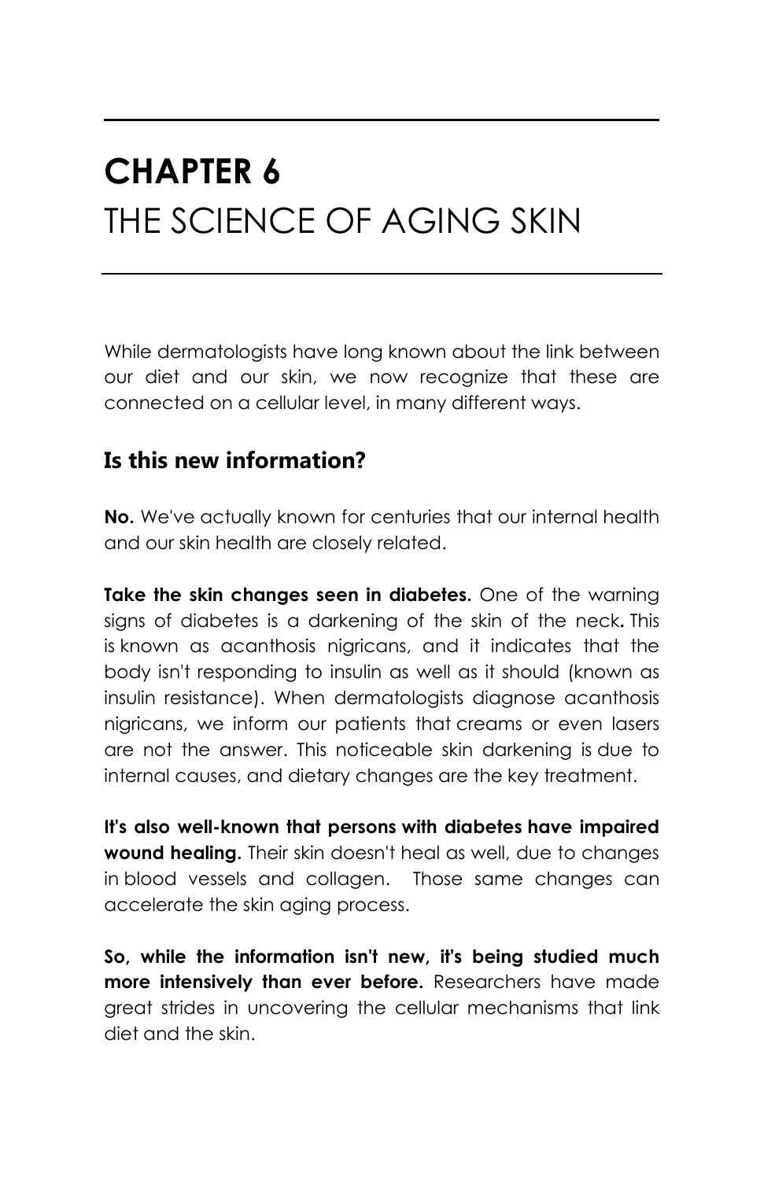# CHAPTER 6
# THE SCIENCE OF AGING SKIN

While dermatologists have long known about the link between our diet and our skin, we now recognize that these are connected on a cellular level, in many different ways.

## Is this new information?

**No.** We've actually known for centuries that our internal health and our skin health are closely related.

**Take the skin changes seen in diabetes.** One of the warning signs of diabetes is a darkening of the skin of the neck**.** This is known as acanthosis nigricans, and it indicates that the body isn't responding to insulin as well as it should (known as insulin resistance). When dermatologists diagnose acanthosis nigricans, we inform our patients that creams or even lasers are not the answer. This noticeable skin darkening is due to internal causes, and dietary changes are the key treatment.

**It's also well-known that persons with diabetes have impaired wound healing.** Their skin doesn't heal as well, due to changes in blood vessels and collagen. Those same changes can accelerate the skin aging process.

**So, while the information isn't new, it's being studied much more intensively than ever before.** Researchers have made great strides in uncovering the cellular mechanisms that link diet and the skin.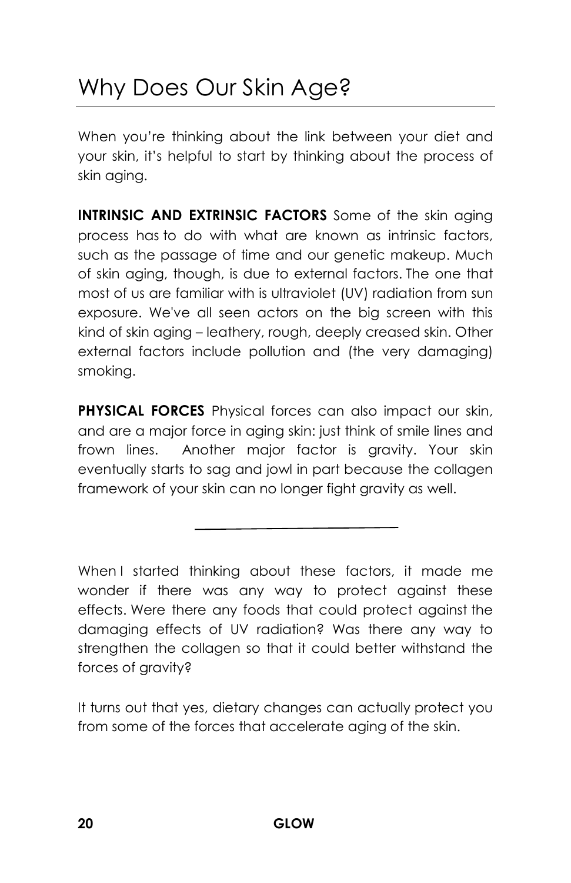# Why Does Our Skin Age?

When you're thinking about the link between your diet and your skin, it's helpful to start by thinking about the process of skin aging.

**INTRINSIC AND EXTRINSIC FACTORS** Some of the skin aging process has to do with what are known as intrinsic factors, such as the passage of time and our genetic makeup. Much of skin aging, though, is due to external factors. The one that most of us are familiar with is ultraviolet (UV) radiation from sun exposure. We've all seen actors on the big screen with this kind of skin aging – leathery, rough, deeply creased skin. Other external factors include pollution and (the very damaging) smoking.

**PHYSICAL FORCES** Physical forces can also impact our skin, and are a major force in aging skin: just think of smile lines and frown lines. Another major factor is gravity. Your skin eventually starts to sag and jowl in part because the collagen framework of your skin can no longer fight gravity as well.

---

When I started thinking about these factors, it made me wonder if there was any way to protect against these effects. Were there any foods that could protect against the damaging effects of UV radiation? Was there any way to strengthen the collagen so that it could better withstand the forces of gravity?

It turns out that yes, dietary changes can actually protect you from some of the forces that accelerate aging of the skin.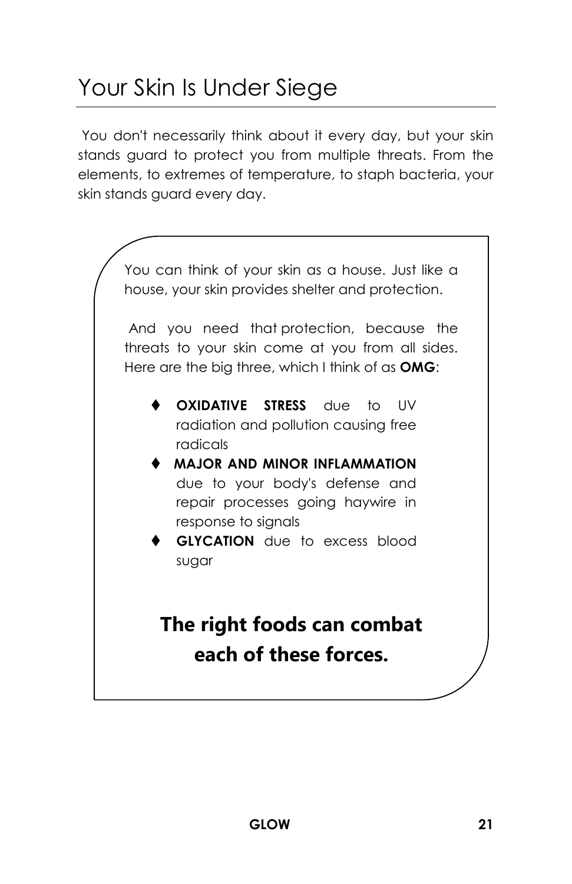# Your Skin Is Under Siege

You don't necessarily think about it every day, but your skin stands guard to protect you from multiple threats. From the elements, to extremes of temperature, to staph bacteria, your skin stands guard every day.

You can think of your skin as a house. Just like a house, your skin provides shelter and protection.

And you need that protection, because the threats to your skin come at you from all sides. Here are the big three, which I think of as **OMG**:

- **OXIDATIVE STRESS** due to UV radiation and pollution causing free radicals
- **MAJOR AND MINOR INFLAMMATION** due to your body's defense and repair processes going haywire in response to signals
- **GLYCATION** due to excess blood sugar

**The right foods can combat each of these forces.**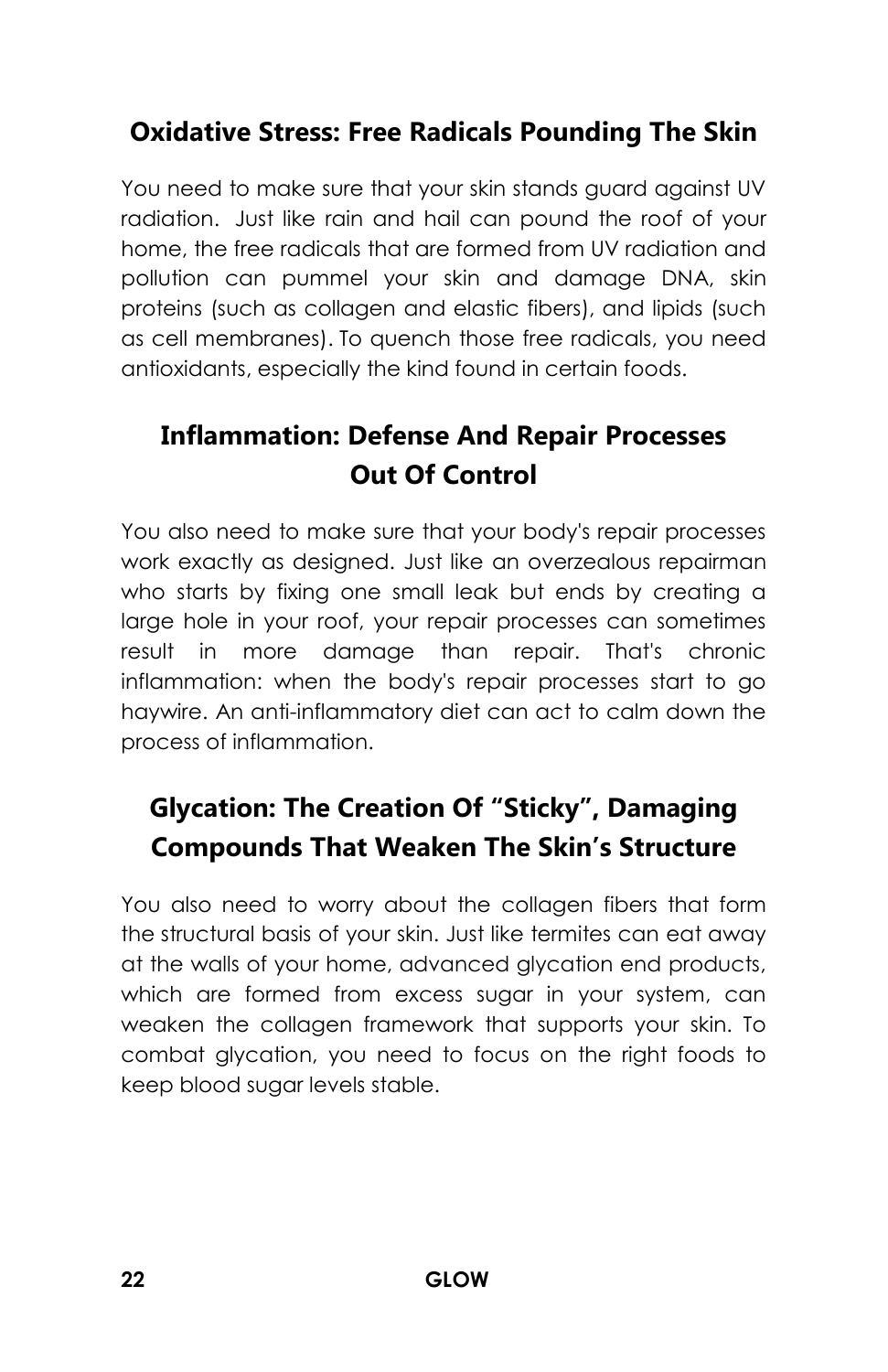## Oxidative Stress: Free Radicals Pounding The Skin

You need to make sure that your skin stands guard against UV radiation. Just like rain and hail can pound the roof of your home, the free radicals that are formed from UV radiation and pollution can pummel your skin and damage DNA, skin proteins (such as collagen and elastic fibers), and lipids (such as cell membranes). To quench those free radicals, you need antioxidants, especially the kind found in certain foods.

## Inflammation: Defense And Repair Processes Out Of Control

You also need to make sure that your body's repair processes work exactly as designed. Just like an overzealous repairman who starts by fixing one small leak but ends by creating a large hole in your roof, your repair processes can sometimes result in more damage than repair. That's chronic inflammation: when the body's repair processes start to go haywire. An anti-inflammatory diet can act to calm down the process of inflammation.

## Glycation: The Creation Of "Sticky", Damaging Compounds That Weaken The Skin's Structure

You also need to worry about the collagen fibers that form the structural basis of your skin. Just like termites can eat away at the walls of your home, advanced glycation end products, which are formed from excess sugar in your system, can weaken the collagen framework that supports your skin. To combat glycation, you need to focus on the right foods to keep blood sugar levels stable.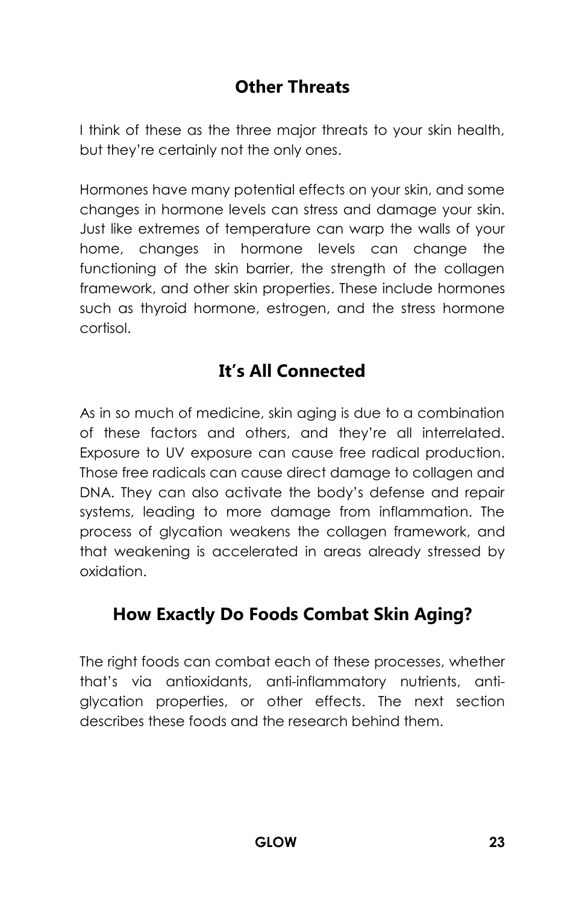## Other Threats

I think of these as the three major threats to your skin health, but they're certainly not the only ones.

Hormones have many potential effects on your skin, and some changes in hormone levels can stress and damage your skin. Just like extremes of temperature can warp the walls of your home, changes in hormone levels can change the functioning of the skin barrier, the strength of the collagen framework, and other skin properties. These include hormones such as thyroid hormone, estrogen, and the stress hormone cortisol.

## It's All Connected

As in so much of medicine, skin aging is due to a combination of these factors and others, and they're all interrelated. Exposure to UV exposure can cause free radical production. Those free radicals can cause direct damage to collagen and DNA. They can also activate the body's defense and repair systems, leading to more damage from inflammation. The process of glycation weakens the collagen framework, and that weakening is accelerated in areas already stressed by oxidation.

## How Exactly Do Foods Combat Skin Aging?

The right foods can combat each of these processes, whether that's via antioxidants, anti-inflammatory nutrients, anti-glycation properties, or other effects. The next section describes these foods and the research behind them.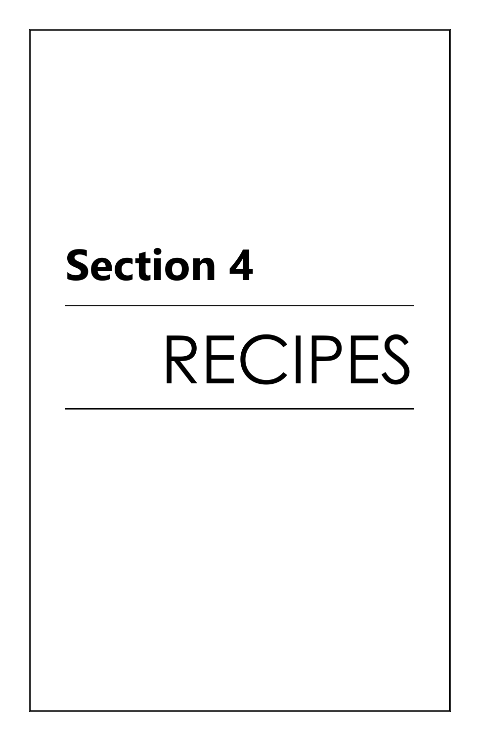# Section 4

---

# RECIPES

---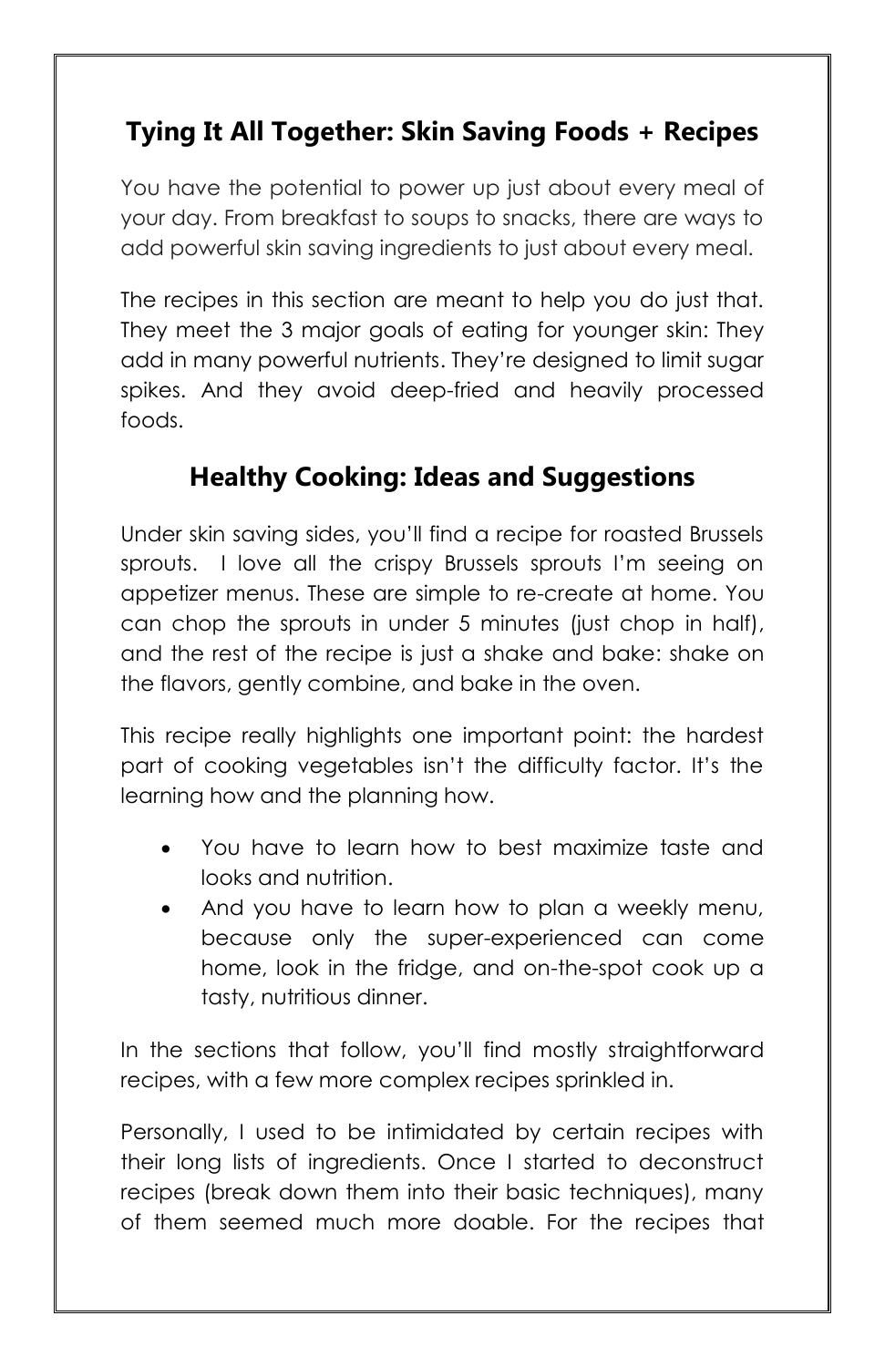## Tying It All Together: Skin Saving Foods + Recipes

You have the potential to power up just about every meal of your day. From breakfast to soups to snacks, there are ways to add powerful skin saving ingredients to just about every meal.

The recipes in this section are meant to help you do just that. They meet the 3 major goals of eating for younger skin: They add in many powerful nutrients. They're designed to limit sugar spikes. And they avoid deep-fried and heavily processed foods.

## Healthy Cooking: Ideas and Suggestions

Under skin saving sides, you'll find a recipe for roasted Brussels sprouts. I love all the crispy Brussels sprouts I'm seeing on appetizer menus. These are simple to re-create at home. You can chop the sprouts in under 5 minutes (just chop in half), and the rest of the recipe is just a shake and bake: shake on the flavors, gently combine, and bake in the oven.

This recipe really highlights one important point: the hardest part of cooking vegetables isn't the difficulty factor. It's the learning how and the planning how.

- You have to learn how to best maximize taste and looks and nutrition.
- And you have to learn how to plan a weekly menu, because only the super-experienced can come home, look in the fridge, and on-the-spot cook up a tasty, nutritious dinner.

In the sections that follow, you'll find mostly straightforward recipes, with a few more complex recipes sprinkled in.

Personally, I used to be intimidated by certain recipes with their long lists of ingredients. Once I started to deconstruct recipes (break down them into their basic techniques), many of them seemed much more doable. For the recipes that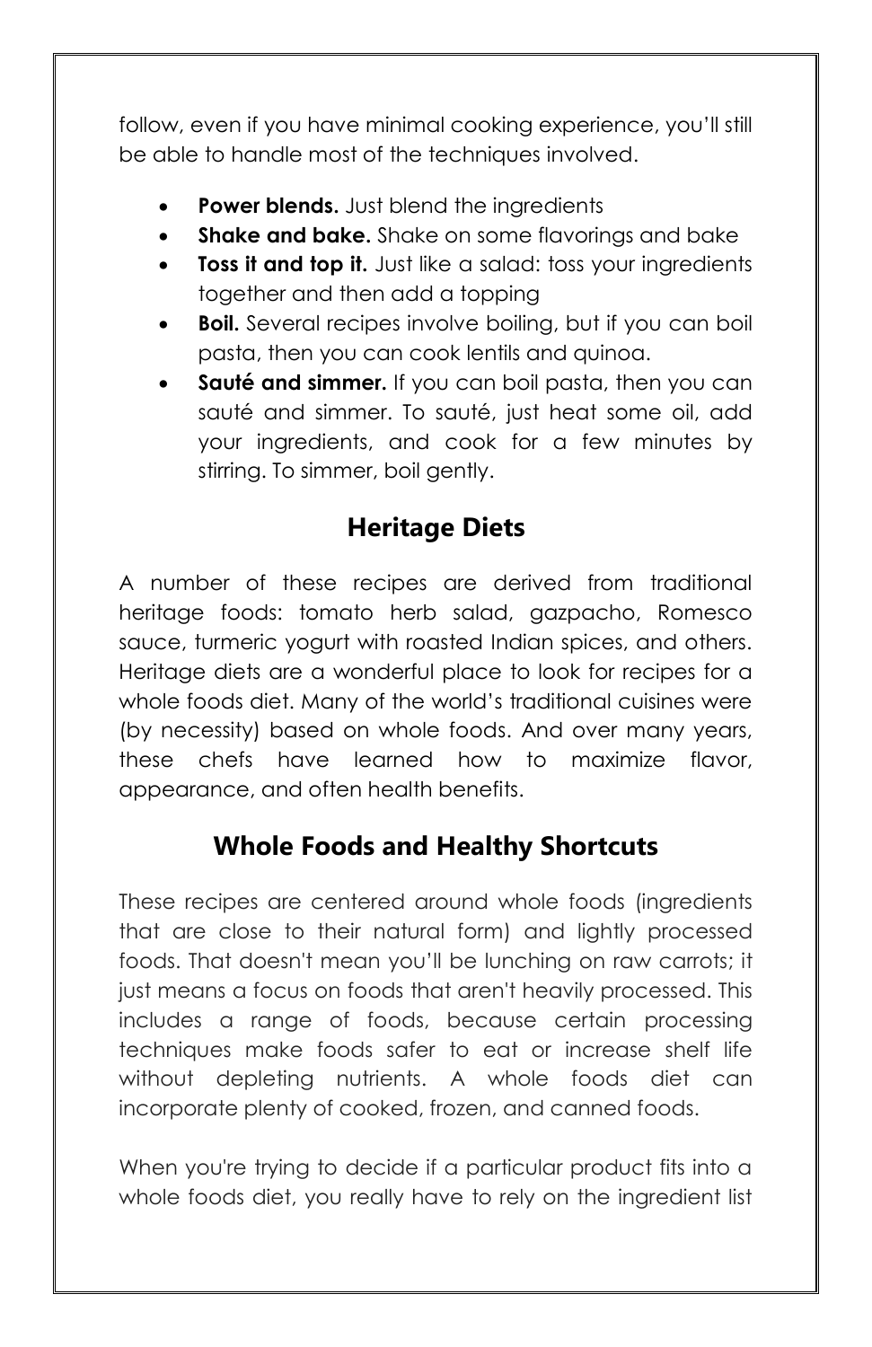follow, even if you have minimal cooking experience, you'll still be able to handle most of the techniques involved.

- **Power blends.** Just blend the ingredients
- **Shake and bake.** Shake on some flavorings and bake
- **Toss it and top it.** Just like a salad: toss your ingredients together and then add a topping
- **Boil.** Several recipes involve boiling, but if you can boil pasta, then you can cook lentils and quinoa.
- **Sauté and simmer.** If you can boil pasta, then you can sauté and simmer. To sauté, just heat some oil, add your ingredients, and cook for a few minutes by stirring. To simmer, boil gently.

## Heritage Diets

A number of these recipes are derived from traditional heritage foods: tomato herb salad, gazpacho, Romesco sauce, turmeric yogurt with roasted Indian spices, and others. Heritage diets are a wonderful place to look for recipes for a whole foods diet. Many of the world's traditional cuisines were (by necessity) based on whole foods. And over many years, these chefs have learned how to maximize flavor, appearance, and often health benefits.

## Whole Foods and Healthy Shortcuts

These recipes are centered around whole foods (ingredients that are close to their natural form) and lightly processed foods. That doesn't mean you'll be lunching on raw carrots; it just means a focus on foods that aren't heavily processed. This includes a range of foods, because certain processing techniques make foods safer to eat or increase shelf life without depleting nutrients. A whole foods diet can incorporate plenty of cooked, frozen, and canned foods.

When you're trying to decide if a particular product fits into a whole foods diet, you really have to rely on the ingredient list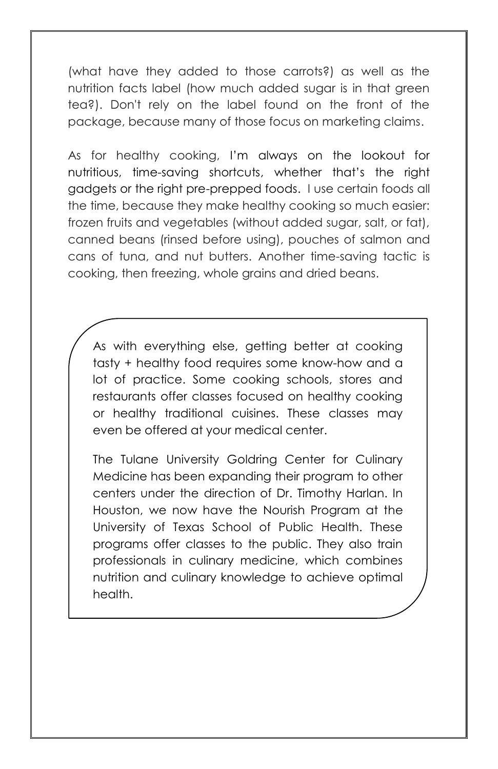(what have they added to those carrots?) as well as the nutrition facts label (how much added sugar is in that green tea?). Don't rely on the label found on the front of the package, because many of those focus on marketing claims.

As for healthy cooking, I'm always on the lookout for nutritious, time-saving shortcuts, whether that's the right gadgets or the right pre-prepped foods. I use certain foods all the time, because they make healthy cooking so much easier: frozen fruits and vegetables (without added sugar, salt, or fat), canned beans (rinsed before using), pouches of salmon and cans of tuna, and nut butters. Another time-saving tactic is cooking, then freezing, whole grains and dried beans.

> As with everything else, getting better at cooking tasty + healthy food requires some know-how and a lot of practice. Some cooking schools, stores and restaurants offer classes focused on healthy cooking or healthy traditional cuisines. These classes may even be offered at your medical center.
>
> The Tulane University Goldring Center for Culinary Medicine has been expanding their program to other centers under the direction of Dr. Timothy Harlan. In Houston, we now have the Nourish Program at the University of Texas School of Public Health. These programs offer classes to the public. They also train professionals in culinary medicine, which combines nutrition and culinary knowledge to achieve optimal health.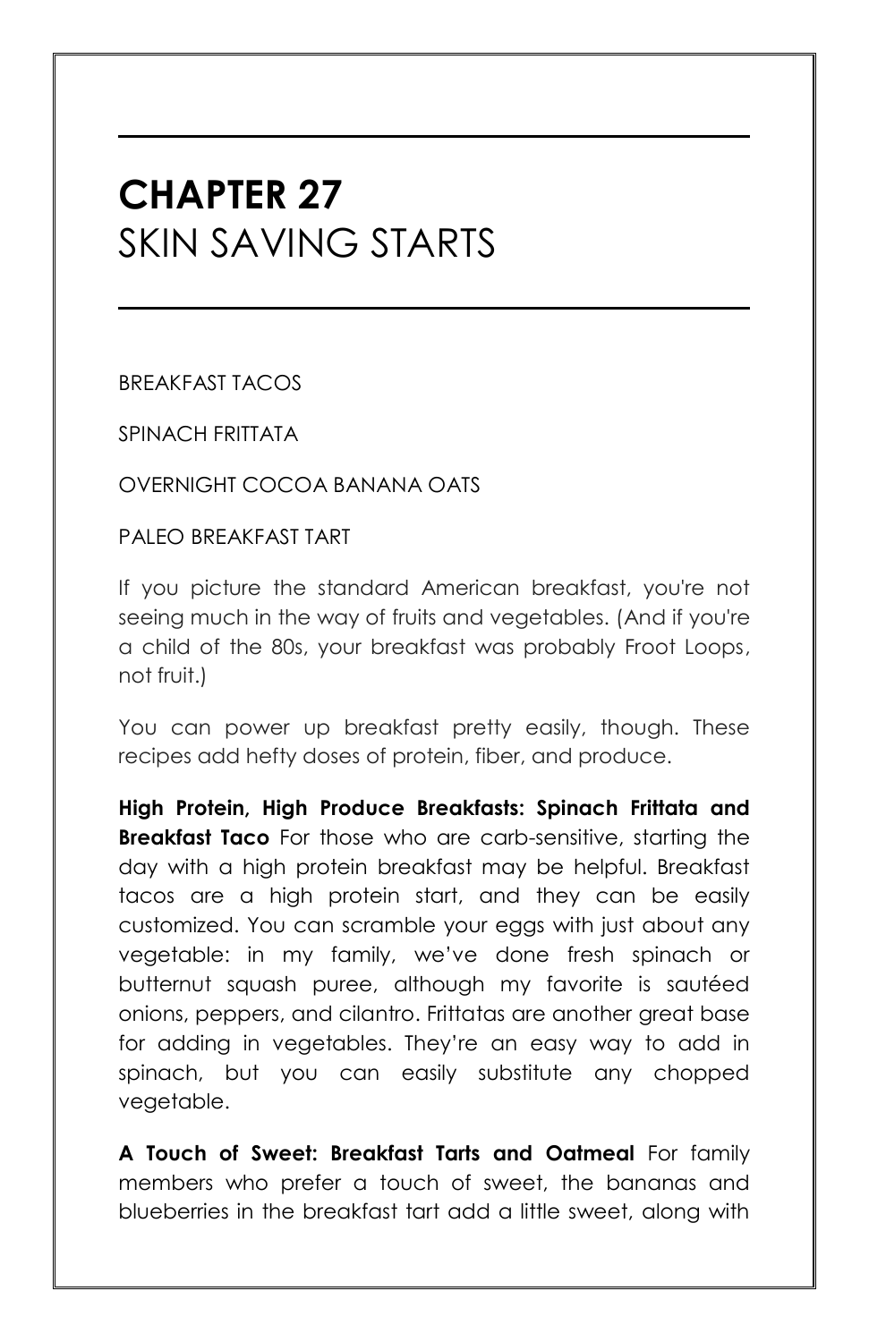# CHAPTER 27
# SKIN SAVING STARTS

BREAKFAST TACOS

SPINACH FRITTATA

OVERNIGHT COCOA BANANA OATS

PALEO BREAKFAST TART

If you picture the standard American breakfast, you're not seeing much in the way of fruits and vegetables. (And if you're a child of the 80s, your breakfast was probably Froot Loops, not fruit.)

You can power up breakfast pretty easily, though. These recipes add hefty doses of protein, fiber, and produce.

**High Protein, High Produce Breakfasts: Spinach Frittata and Breakfast Taco** For those who are carb-sensitive, starting the day with a high protein breakfast may be helpful. Breakfast tacos are a high protein start, and they can be easily customized. You can scramble your eggs with just about any vegetable: in my family, we've done fresh spinach or butternut squash puree, although my favorite is sautéed onions, peppers, and cilantro. Frittatas are another great base for adding in vegetables. They're an easy way to add in spinach, but you can easily substitute any chopped vegetable.

**A Touch of Sweet: Breakfast Tarts and Oatmeal** For family members who prefer a touch of sweet, the bananas and blueberries in the breakfast tart add a little sweet, along with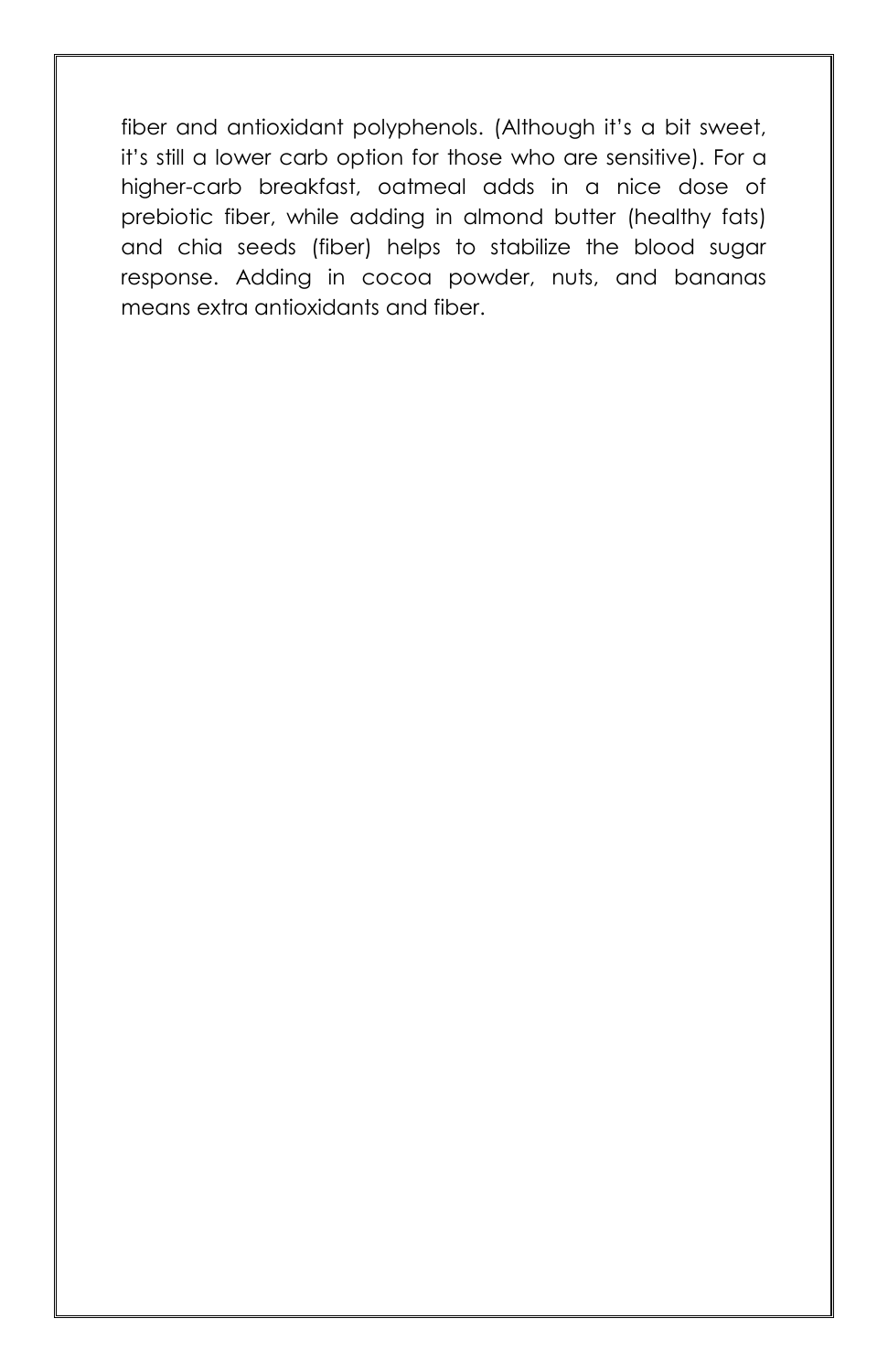fiber and antioxidant polyphenols. (Although it's a bit sweet, it's still a lower carb option for those who are sensitive). For a higher-carb breakfast, oatmeal adds in a nice dose of prebiotic fiber, while adding in almond butter (healthy fats) and chia seeds (fiber) helps to stabilize the blood sugar response. Adding in cocoa powder, nuts, and bananas means extra antioxidants and fiber.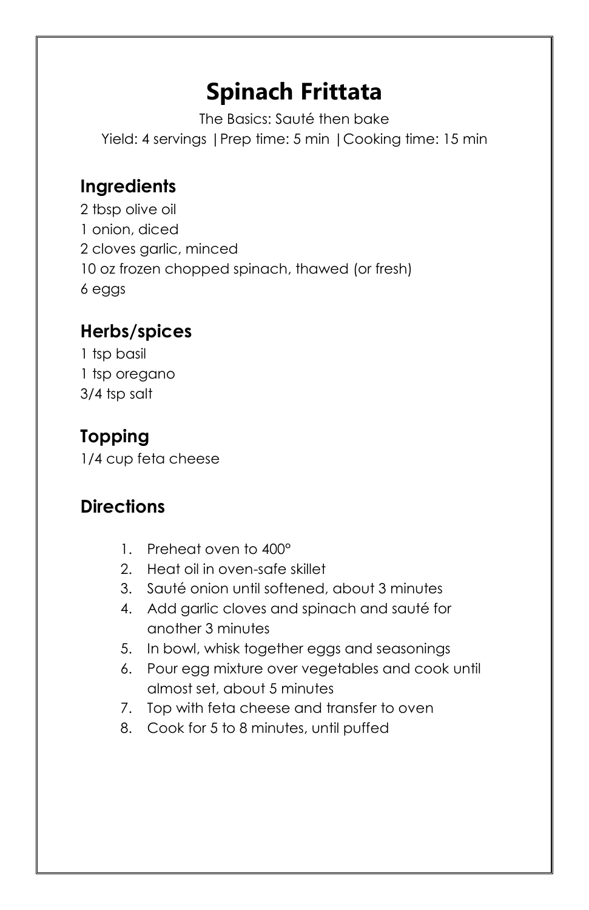# Spinach Frittata

The Basics: Sauté then bake

Yield: 4 servings |Prep time: 5 min |Cooking time: 15 min

## Ingredients

2 tbsp olive oil
1 onion, diced
2 cloves garlic, minced
10 oz frozen chopped spinach, thawed (or fresh)
6 eggs

## Herbs/spices

1 tsp basil
1 tsp oregano
3/4 tsp salt

## Topping

1/4 cup feta cheese

## Directions

1. Preheat oven to 400°
2. Heat oil in oven-safe skillet
3. Sauté onion until softened, about 3 minutes
4. Add garlic cloves and spinach and sauté for another 3 minutes
5. In bowl, whisk together eggs and seasonings
6. Pour egg mixture over vegetables and cook until almost set, about 5 minutes
7. Top with feta cheese and transfer to oven
8. Cook for 5 to 8 minutes, until puffed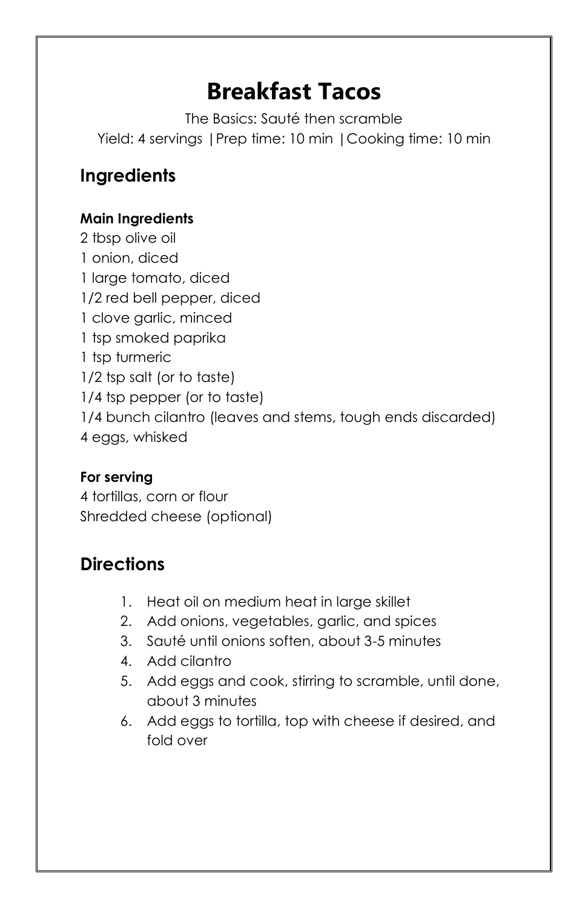# Breakfast Tacos

The Basics: Sauté then scramble

Yield: 4 servings | Prep time: 10 min | Cooking time: 10 min

## Ingredients

**Main Ingredients**

2 tbsp olive oil
1 onion, diced
1 large tomato, diced
1/2 red bell pepper, diced
1 clove garlic, minced
1 tsp smoked paprika
1 tsp turmeric
1/2 tsp salt (or to taste)
1/4 tsp pepper (or to taste)
1/4 bunch cilantro (leaves and stems, tough ends discarded)
4 eggs, whisked

**For serving**

4 tortillas, corn or flour
Shredded cheese (optional)

## Directions

1. Heat oil on medium heat in large skillet
2. Add onions, vegetables, garlic, and spices
3. Sauté until onions soften, about 3-5 minutes
4. Add cilantro
5. Add eggs and cook, stirring to scramble, until done, about 3 minutes
6. Add eggs to tortilla, top with cheese if desired, and fold over